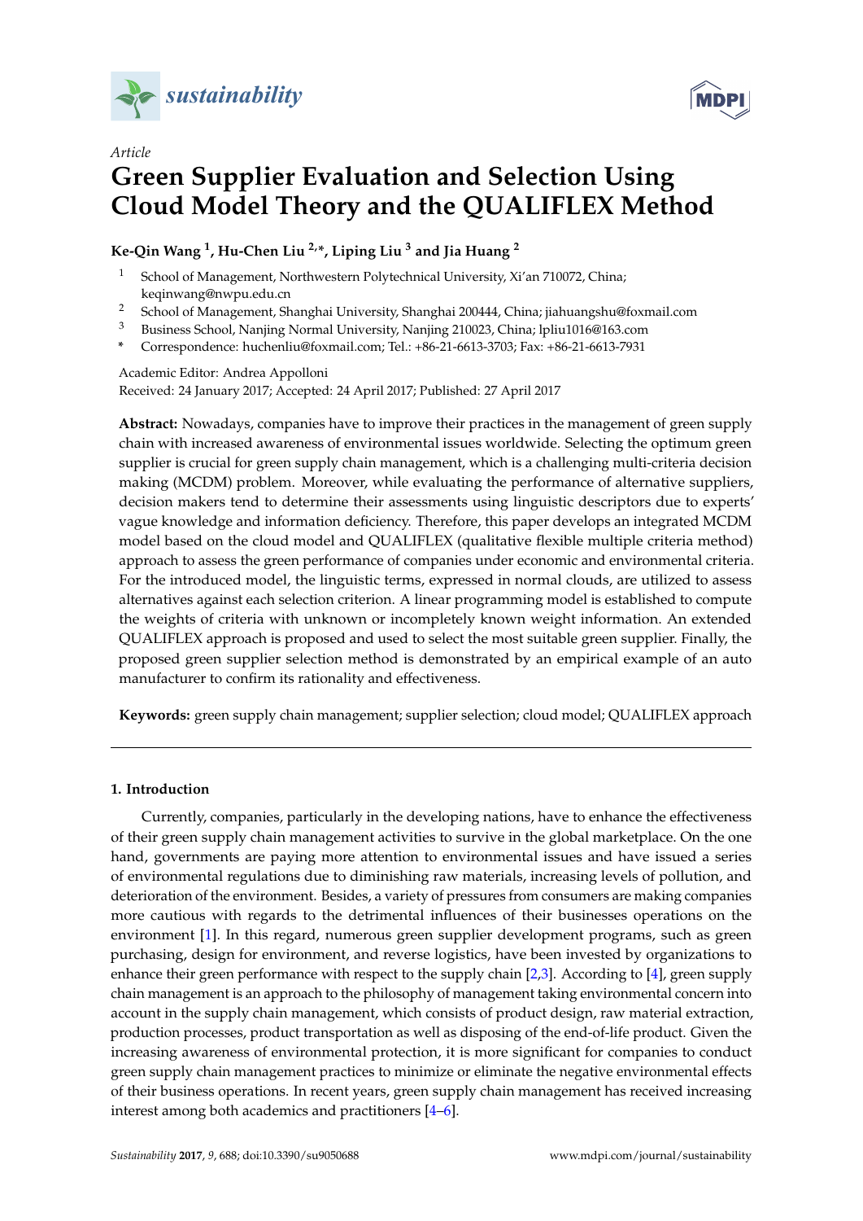*Article*

# Green Supplier Evaluation and Selection Using Cloud Model Theory and the QUALIFLEX Method

**Ke-Qin Wang [1], Hu-Chen Liu [2,*], Liping Liu [3] and Jia Huang [2]**

1. School of Management, Northwestern Polytechnical University, Xi'an 710072, China; keqinwang@nwpu.edu.cn
2. School of Management, Shanghai University, Shanghai 200444, China; jiahuangshu@foxmail.com
3. Business School, Nanjing Normal University, Nanjing 210023, China; lpliu1016@163.com

\* Correspondence: huchenliu@foxmail.com; Tel.: +86-21-6613-3703; Fax: +86-21-6613-7931

Academic Editor: Andrea Appolloni

Received: 24 January 2017; Accepted: 24 April 2017; Published: 27 April 2017

**Abstract:** Nowadays, companies have to improve their practices in the management of green supply chain with increased awareness of environmental issues worldwide. Selecting the optimum green supplier is crucial for green supply chain management, which is a challenging multi-criteria decision making (MCDM) problem. Moreover, while evaluating the performance of alternative suppliers, decision makers tend to determine their assessments using linguistic descriptors due to experts' vague knowledge and information deficiency. Therefore, this paper develops an integrated MCDM model based on the cloud model and QUALIFLEX (qualitative flexible multiple criteria method) approach to assess the green performance of companies under economic and environmental criteria. For the introduced model, the linguistic terms, expressed in normal clouds, are utilized to assess alternatives against each selection criterion. A linear programming model is established to compute the weights of criteria with unknown or incompletely known weight information. An extended QUALIFLEX approach is proposed and used to select the most suitable green supplier. Finally, the proposed green supplier selection method is demonstrated by an empirical example of an auto manufacturer to confirm its rationality and effectiveness.

**Keywords:** green supply chain management; supplier selection; cloud model; QUALIFLEX approach

## 1. Introduction

Currently, companies, particularly in the developing nations, have to enhance the effectiveness of their green supply chain management activities to survive in the global marketplace. On the one hand, governments are paying more attention to environmental issues and have issued a series of environmental regulations due to diminishing raw materials, increasing levels of pollution, and deterioration of the environment. Besides, a variety of pressures from consumers are making companies more cautious with regards to the detrimental influences of their businesses operations on the environment [1]. In this regard, numerous green supplier development programs, such as green purchasing, design for environment, and reverse logistics, have been invested by organizations to enhance their green performance with respect to the supply chain [2,3]. According to [4], green supply chain management is an approach to the philosophy of management taking environmental concern into account in the supply chain management, which consists of product design, raw material extraction, production processes, product transportation as well as disposing of the end-of-life product. Given the increasing awareness of environmental protection, it is more significant for companies to conduct green supply chain management practices to minimize or eliminate the negative environmental effects of their business operations. In recent years, green supply chain management has received increasing interest among both academics and practitioners [4–6].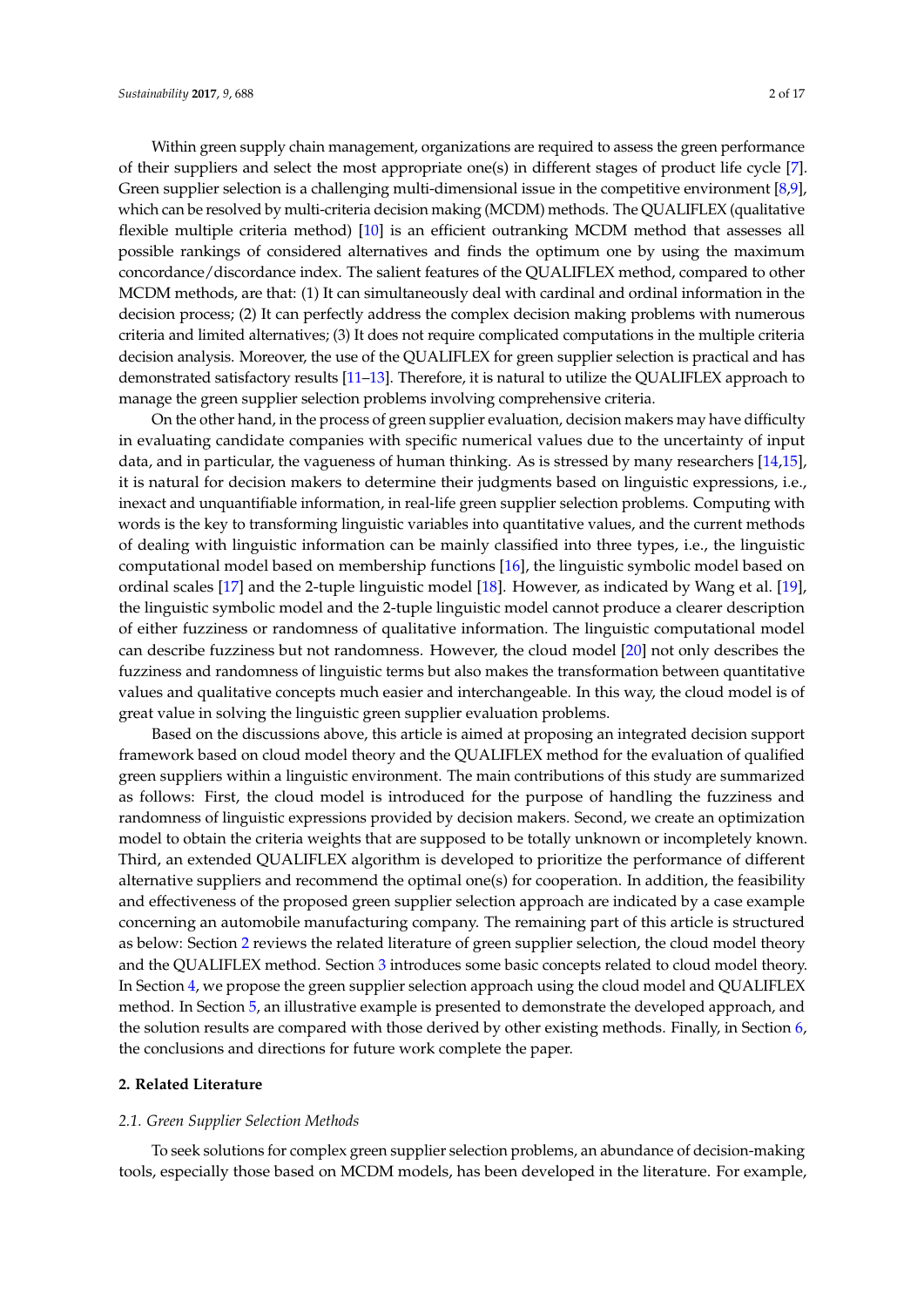Within green supply chain management, organizations are required to assess the green performance of their suppliers and select the most appropriate one(s) in different stages of product life cycle [7]. Green supplier selection is a challenging multi-dimensional issue in the competitive environment [8,9], which can be resolved by multi-criteria decision making (MCDM) methods. The QUALIFLEX (qualitative flexible multiple criteria method) [10] is an efficient outranking MCDM method that assesses all possible rankings of considered alternatives and finds the optimum one by using the maximum concordance/discordance index. The salient features of the QUALIFLEX method, compared to other MCDM methods, are that: (1) It can simultaneously deal with cardinal and ordinal information in the decision process; (2) It can perfectly address the complex decision making problems with numerous criteria and limited alternatives; (3) It does not require complicated computations in the multiple criteria decision analysis. Moreover, the use of the QUALIFLEX for green supplier selection is practical and has demonstrated satisfactory results [11–13]. Therefore, it is natural to utilize the QUALIFLEX approach to manage the green supplier selection problems involving comprehensive criteria.

On the other hand, in the process of green supplier evaluation, decision makers may have difficulty in evaluating candidate companies with specific numerical values due to the uncertainty of input data, and in particular, the vagueness of human thinking. As is stressed by many researchers [14,15], it is natural for decision makers to determine their judgments based on linguistic expressions, i.e., inexact and unquantifiable information, in real-life green supplier selection problems. Computing with words is the key to transforming linguistic variables into quantitative values, and the current methods of dealing with linguistic information can be mainly classified into three types, i.e., the linguistic computational model based on membership functions [16], the linguistic symbolic model based on ordinal scales [17] and the 2-tuple linguistic model [18]. However, as indicated by Wang et al. [19], the linguistic symbolic model and the 2-tuple linguistic model cannot produce a clearer description of either fuzziness or randomness of qualitative information. The linguistic computational model can describe fuzziness but not randomness. However, the cloud model [20] not only describes the fuzziness and randomness of linguistic terms but also makes the transformation between quantitative values and qualitative concepts much easier and interchangeable. In this way, the cloud model is of great value in solving the linguistic green supplier evaluation problems.

Based on the discussions above, this article is aimed at proposing an integrated decision support framework based on cloud model theory and the QUALIFLEX method for the evaluation of qualified green suppliers within a linguistic environment. The main contributions of this study are summarized as follows: First, the cloud model is introduced for the purpose of handling the fuzziness and randomness of linguistic expressions provided by decision makers. Second, we create an optimization model to obtain the criteria weights that are supposed to be totally unknown or incompletely known. Third, an extended QUALIFLEX algorithm is developed to prioritize the performance of different alternative suppliers and recommend the optimal one(s) for cooperation. In addition, the feasibility and effectiveness of the proposed green supplier selection approach are indicated by a case example concerning an automobile manufacturing company. The remaining part of this article is structured as below: Section 2 reviews the related literature of green supplier selection, the cloud model theory and the QUALIFLEX method. Section 3 introduces some basic concepts related to cloud model theory. In Section 4, we propose the green supplier selection approach using the cloud model and QUALIFLEX method. In Section 5, an illustrative example is presented to demonstrate the developed approach, and the solution results are compared with those derived by other existing methods. Finally, in Section 6, the conclusions and directions for future work complete the paper.

## 2. Related Literature

### *2.1. Green Supplier Selection Methods*

To seek solutions for complex green supplier selection problems, an abundance of decision-making tools, especially those based on MCDM models, has been developed in the literature. For example,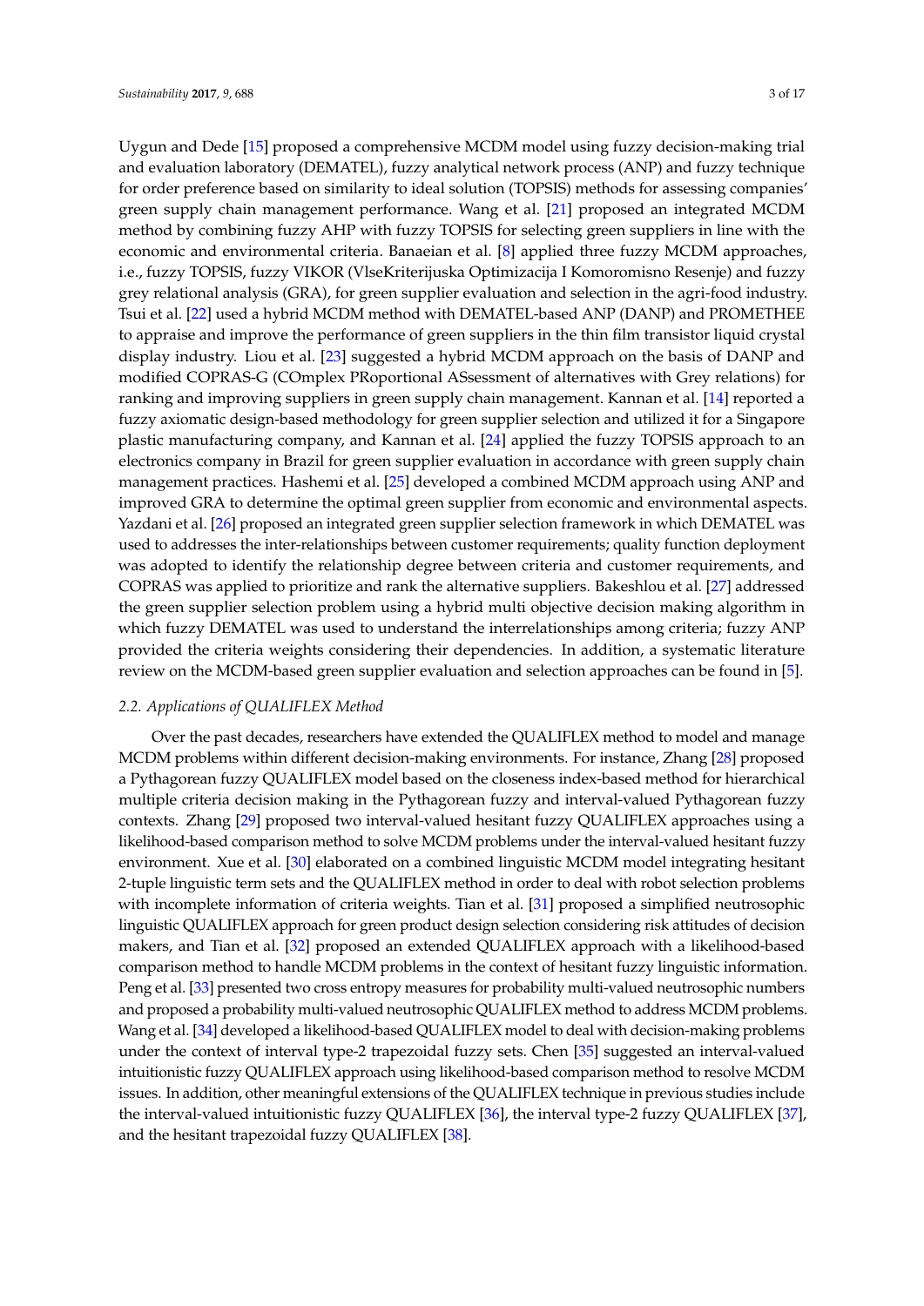Uygun and Dede [15] proposed a comprehensive MCDM model using fuzzy decision-making trial and evaluation laboratory (DEMATEL), fuzzy analytical network process (ANP) and fuzzy technique for order preference based on similarity to ideal solution (TOPSIS) methods for assessing companies' green supply chain management performance. Wang et al. [21] proposed an integrated MCDM method by combining fuzzy AHP with fuzzy TOPSIS for selecting green suppliers in line with the economic and environmental criteria. Banaeian et al. [8] applied three fuzzy MCDM approaches, i.e., fuzzy TOPSIS, fuzzy VIKOR (VlseKriterijuska Optimizacija I Komoromisno Resenje) and fuzzy grey relational analysis (GRA), for green supplier evaluation and selection in the agri-food industry. Tsui et al. [22] used a hybrid MCDM method with DEMATEL-based ANP (DANP) and PROMETHEE to appraise and improve the performance of green suppliers in the thin film transistor liquid crystal display industry. Liou et al. [23] suggested a hybrid MCDM approach on the basis of DANP and modified COPRAS-G (COmplex PRoportional ASsessment of alternatives with Grey relations) for ranking and improving suppliers in green supply chain management. Kannan et al. [14] reported a fuzzy axiomatic design-based methodology for green supplier selection and utilized it for a Singapore plastic manufacturing company, and Kannan et al. [24] applied the fuzzy TOPSIS approach to an electronics company in Brazil for green supplier evaluation in accordance with green supply chain management practices. Hashemi et al. [25] developed a combined MCDM approach using ANP and improved GRA to determine the optimal green supplier from economic and environmental aspects. Yazdani et al. [26] proposed an integrated green supplier selection framework in which DEMATEL was used to addresses the inter-relationships between customer requirements; quality function deployment was adopted to identify the relationship degree between criteria and customer requirements, and COPRAS was applied to prioritize and rank the alternative suppliers. Bakeshlou et al. [27] addressed the green supplier selection problem using a hybrid multi objective decision making algorithm in which fuzzy DEMATEL was used to understand the interrelationships among criteria; fuzzy ANP provided the criteria weights considering their dependencies. In addition, a systematic literature review on the MCDM-based green supplier evaluation and selection approaches can be found in [5].

### *2.2. Applications of QUALIFLEX Method*

Over the past decades, researchers have extended the QUALIFLEX method to model and manage MCDM problems within different decision-making environments. For instance, Zhang [28] proposed a Pythagorean fuzzy QUALIFLEX model based on the closeness index-based method for hierarchical multiple criteria decision making in the Pythagorean fuzzy and interval-valued Pythagorean fuzzy contexts. Zhang [29] proposed two interval-valued hesitant fuzzy QUALIFLEX approaches using a likelihood-based comparison method to solve MCDM problems under the interval-valued hesitant fuzzy environment. Xue et al. [30] elaborated on a combined linguistic MCDM model integrating hesitant 2-tuple linguistic term sets and the QUALIFLEX method in order to deal with robot selection problems with incomplete information of criteria weights. Tian et al. [31] proposed a simplified neutrosophic linguistic QUALIFLEX approach for green product design selection considering risk attitudes of decision makers, and Tian et al. [32] proposed an extended QUALIFLEX approach with a likelihood-based comparison method to handle MCDM problems in the context of hesitant fuzzy linguistic information. Peng et al. [33] presented two cross entropy measures for probability multi-valued neutrosophic numbers and proposed a probability multi-valued neutrosophic QUALIFLEX method to address MCDM problems. Wang et al. [34] developed a likelihood-based QUALIFLEX model to deal with decision-making problems under the context of interval type-2 trapezoidal fuzzy sets. Chen [35] suggested an interval-valued intuitionistic fuzzy QUALIFLEX approach using likelihood-based comparison method to resolve MCDM issues. In addition, other meaningful extensions of the QUALIFLEX technique in previous studies include the interval-valued intuitionistic fuzzy QUALIFLEX [36], the interval type-2 fuzzy QUALIFLEX [37], and the hesitant trapezoidal fuzzy QUALIFLEX [38].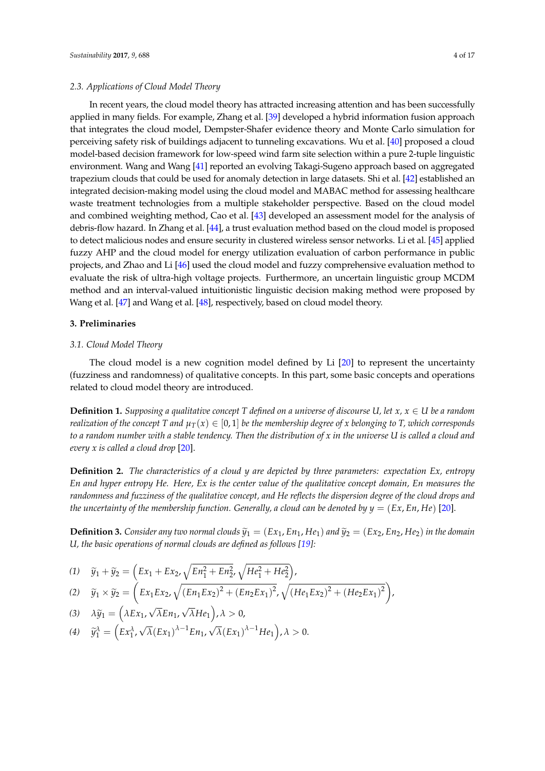### 2.3. Applications of Cloud Model Theory

In recent years, the cloud model theory has attracted increasing attention and has been successfully applied in many fields. For example, Zhang et al. [39] developed a hybrid information fusion approach that integrates the cloud model, Dempster-Shafer evidence theory and Monte Carlo simulation for perceiving safety risk of buildings adjacent to tunneling excavations. Wu et al. [40] proposed a cloud model-based decision framework for low-speed wind farm site selection within a pure 2-tuple linguistic environment. Wang and Wang [41] reported an evolving Takagi-Sugeno approach based on aggregated trapezium clouds that could be used for anomaly detection in large datasets. Shi et al. [42] established an integrated decision-making model using the cloud model and MABAC method for assessing healthcare waste treatment technologies from a multiple stakeholder perspective. Based on the cloud model and combined weighting method, Cao et al. [43] developed an assessment model for the analysis of debris-flow hazard. In Zhang et al. [44], a trust evaluation method based on the cloud model is proposed to detect malicious nodes and ensure security in clustered wireless sensor networks. Li et al. [45] applied fuzzy AHP and the cloud model for energy utilization evaluation of carbon performance in public projects, and Zhao and Li [46] used the cloud model and fuzzy comprehensive evaluation method to evaluate the risk of ultra-high voltage projects. Furthermore, an uncertain linguistic group MCDM method and an interval-valued intuitionistic linguistic decision making method were proposed by Wang et al. [47] and Wang et al. [48], respectively, based on cloud model theory.

## 3. Preliminaries

### 3.1. Cloud Model Theory

The cloud model is a new cognition model defined by Li [20] to represent the uncertainty (fuzziness and randomness) of qualitative concepts. In this part, some basic concepts and operations related to cloud model theory are introduced.

**Definition 1.** *Supposing a qualitative concept $T$ defined on a universe of discourse $U$, let $x$, $x \in U$ be a random realization of the concept $T$ and $\mu_T(x) \in [0,1]$ be the membership degree of $x$ belonging to $T$, which corresponds to a random number with a stable tendency. Then the distribution of $x$ in the universe $U$ is called a cloud and every $x$ is called a cloud drop* [20].

**Definition 2.** *The characteristics of a cloud $y$ are depicted by three parameters: expectation $Ex$, entropy $En$ and hyper entropy $He$. Here, $Ex$ is the center value of the qualitative concept domain, $En$ measures the randomness and fuzziness of the qualitative concept, and $He$ reflects the dispersion degree of the cloud drops and the uncertainty of the membership function. Generally, a cloud can be denoted by $y = (Ex, En, He)$* [20].

**Definition 3.** *Consider any two normal clouds $\tilde{y}_1 = (Ex_1, En_1, He_1)$ and $\tilde{y}_2 = (Ex_2, En_2, He_2)$ in the domain $U$, the basic operations of normal clouds are defined as follows [19]:*

(1) $\tilde{y}_1 + \tilde{y}_2 = \left(Ex_1 + Ex_2, \sqrt{En_1^2 + En_2^2}, \sqrt{He_1^2 + He_2^2}\right)$,

(2) $\tilde{y}_1 \times \tilde{y}_2 = \left(Ex_1 Ex_2, \sqrt{(En_1 Ex_2)^2 + (En_2 Ex_1)^2}, \sqrt{(He_1 Ex_2)^2 + (He_2 Ex_1)^2}\right)$,

(3) $\lambda\tilde{y}_1 = \left(\lambda Ex_1, \sqrt{\lambda} En_1, \sqrt{\lambda} He_1\right), \lambda > 0$,

(4) $\tilde{y}_1^{\lambda} = \left(Ex_1^{\lambda}, \sqrt{\lambda}(Ex_1)^{\lambda-1} En_1, \sqrt{\lambda}(Ex_1)^{\lambda-1} He_1\right), \lambda > 0$.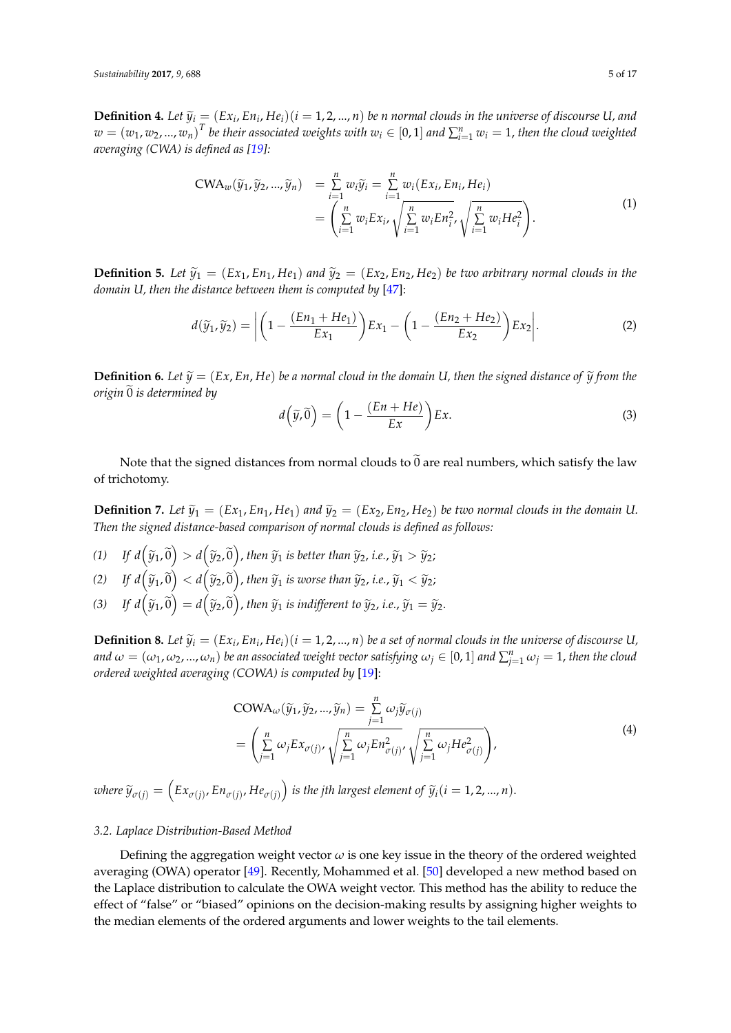**Definition 4.** *Let $\tilde{y}_i = (Ex_i, En_i, He_i)(i = 1, 2, ..., n)$ be n normal clouds in the universe of discourse U, and $w = (w_1, w_2, ..., w_n)^T$ be their associated weights with $w_i \in [0, 1]$ and $\sum_{i=1}^{n} w_i = 1$, then the cloud weighted averaging (CWA) is defined as [19]:*

$$
\begin{aligned}
\text{CWA}_w(\tilde{y}_1, \tilde{y}_2, ..., \tilde{y}_n) &= \sum_{i=1}^{n} w_i \tilde{y}_i = \sum_{i=1}^{n} w_i (Ex_i, En_i, He_i) \\
&= \left( \sum_{i=1}^{n} w_i Ex_i, \sqrt{\sum_{i=1}^{n} w_i En_i^2}, \sqrt{\sum_{i=1}^{n} w_i He_i^2} \right).
\end{aligned} \tag{1}
$$

**Definition 5.** *Let $\tilde{y}_1 = (Ex_1, En_1, He_1)$ and $\tilde{y}_2 = (Ex_2, En_2, He_2)$ be two arbitrary normal clouds in the domain U, then the distance between them is computed by* [47]:

$$
d(\tilde{y}_1, \tilde{y}_2) = \left| \left( 1 - \frac{(En_1 + He_1)}{Ex_1} \right) Ex_1 - \left( 1 - \frac{(En_2 + He_2)}{Ex_2} \right) Ex_2 \right|. \tag{2}
$$

**Definition 6.** *Let $\tilde{y} = (Ex, En, He)$ be a normal cloud in the domain U, then the signed distance of $\tilde{y}$ from the origin $\tilde{0}$ is determined by*

$$
d\left(\tilde{y}, \tilde{0}\right) = \left( 1 - \frac{(En + He)}{Ex} \right) Ex. \tag{3}
$$

Note that the signed distances from normal clouds to $\tilde{0}$ are real numbers, which satisfy the law of trichotomy.

**Definition 7.** *Let $\tilde{y}_1 = (Ex_1, En_1, He_1)$ and $\tilde{y}_2 = (Ex_2, En_2, He_2)$ be two normal clouds in the domain U. Then the signed distance-based comparison of normal clouds is defined as follows:*

*(1) If $d\left(\tilde{y}_1, \tilde{0}\right) > d\left(\tilde{y}_2, \tilde{0}\right)$, then $\tilde{y}_1$ is better than $\tilde{y}_2$, i.e., $\tilde{y}_1 > \tilde{y}_2$;*

*(2) If $d\left(\tilde{y}_1, \tilde{0}\right) < d\left(\tilde{y}_2, \tilde{0}\right)$, then $\tilde{y}_1$ is worse than $\tilde{y}_2$, i.e., $\tilde{y}_1 < \tilde{y}_2$;*

*(3) If $d\left(\tilde{y}_1, \tilde{0}\right) = d\left(\tilde{y}_2, \tilde{0}\right)$, then $\tilde{y}_1$ is indifferent to $\tilde{y}_2$, i.e., $\tilde{y}_1 = \tilde{y}_2$.*

**Definition 8.** *Let $\tilde{y}_i = (Ex_i, En_i, He_i)(i = 1, 2, ..., n)$ be a set of normal clouds in the universe of discourse U, and $\omega = (\omega_1, \omega_2, ..., \omega_n)$ be an associated weight vector satisfying $\omega_j \in [0, 1]$ and $\sum_{j=1}^{n} \omega_j = 1$, then the cloud ordered weighted averaging (COWA) is computed by* [19]:

$$
\begin{aligned}
&\text{COWA}_\omega(\tilde{y}_1, \tilde{y}_2, ..., \tilde{y}_n) = \sum_{j=1}^{n} \omega_j \tilde{y}_{\sigma(j)} \\
&= \left( \sum_{j=1}^{n} \omega_j Ex_{\sigma(j)}, \sqrt{\sum_{j=1}^{n} \omega_j En_{\sigma(j)}^2}, \sqrt{\sum_{j=1}^{n} \omega_j He_{\sigma(j)}^2} \right),
\end{aligned} \tag{4}
$$

*where $\tilde{y}_{\sigma(j)} = \left(Ex_{\sigma(j)}, En_{\sigma(j)}, He_{\sigma(j)}\right)$ is the jth largest element of $\tilde{y}_i (i = 1, 2, ..., n)$.*

### *3.2. Laplace Distribution-Based Method*

Defining the aggregation weight vector $\omega$ is one key issue in the theory of the ordered weighted averaging (OWA) operator [49]. Recently, Mohammed et al. [50] developed a new method based on the Laplace distribution to calculate the OWA weight vector. This method has the ability to reduce the effect of "false" or "biased" opinions on the decision-making results by assigning higher weights to the median elements of the ordered arguments and lower weights to the tail elements.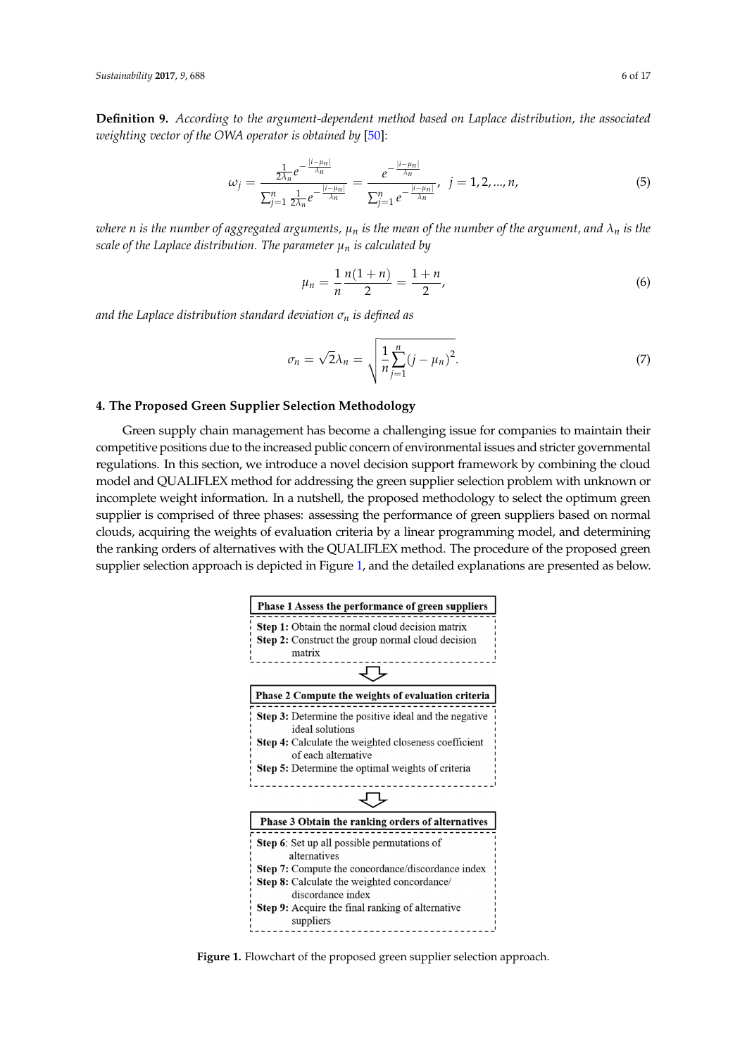**Definition 9.** *According to the argument-dependent method based on Laplace distribution, the associated weighting vector of the OWA operator is obtained by* [50]:

$$\omega_j = \frac{\frac{1}{2\lambda_n} e^{-\frac{|i-\mu_n|}{\lambda_n}}}{\sum_{j=1}^{n} \frac{1}{2\lambda_n} e^{-\frac{|i-\mu_n|}{\lambda_n}}} = \frac{e^{-\frac{|i-\mu_n|}{\lambda_n}}}{\sum_{j=1}^{n} e^{-\frac{|i-\mu_n|}{\lambda_n}}}, \ j = 1, 2, \ldots, n, \tag{5}$$

*where $n$ is the number of aggregated arguments, $\mu_n$ is the mean of the number of the argument, and $\lambda_n$ is the scale of the Laplace distribution. The parameter $\mu_n$ is calculated by*

$$\mu_n = \frac{1}{n} \frac{n(1+n)}{2} = \frac{1+n}{2}, \tag{6}$$

*and the Laplace distribution standard deviation $\sigma_n$ is defined as*

$$\sigma_n = \sqrt{2}\lambda_n = \sqrt{\frac{1}{n}\sum_{j=1}^{n}(j-\mu_n)^2}. \tag{7}$$

## 4. The Proposed Green Supplier Selection Methodology

Green supply chain management has become a challenging issue for companies to maintain their competitive positions due to the increased public concern of environmental issues and stricter governmental regulations. In this section, we introduce a novel decision support framework by combining the cloud model and QUALIFLEX method for addressing the green supplier selection problem with unknown or incomplete weight information. In a nutshell, the proposed methodology to select the optimum green supplier is comprised of three phases: assessing the performance of green suppliers based on normal clouds, acquiring the weights of evaluation criteria by a linear programming model, and determining the ranking orders of alternatives with the QUALIFLEX method. The procedure of the proposed green supplier selection approach is depicted in Figure 1, and the detailed explanations are presented as below.

**Phase 1 Assess the performance of green suppliers**

- **Step 1:** Obtain the normal cloud decision matrix
- **Step 2:** Construct the group normal cloud decision matrix

**Phase 2 Compute the weights of evaluation criteria**

- **Step 3:** Determine the positive ideal and the negative ideal solutions
- **Step 4:** Calculate the weighted closeness coefficient of each alternative
- **Step 5:** Determine the optimal weights of criteria

**Phase 3 Obtain the ranking orders of alternatives**

- **Step 6**: Set up all possible permutations of alternatives
- **Step 7:** Compute the concordance/discordance index
- **Step 8:** Calculate the weighted concordance/discordance index
- **Step 9:** Acquire the final ranking of alternative suppliers

**Figure 1.** Flowchart of the proposed green supplier selection approach.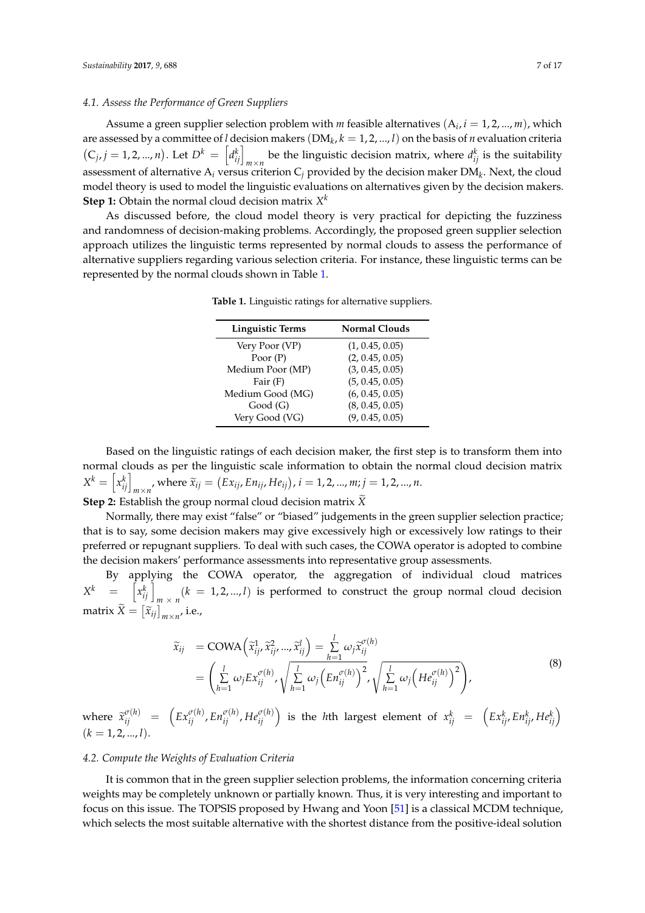### 4.1. Assess the Performance of Green Suppliers

Assume a green supplier selection problem with $m$ feasible alternatives $(A_i, i = 1, 2, ..., m)$, which are assessed by a committee of $l$ decision makers $(DM_k, k = 1, 2, ..., l)$ on the basis of $n$ evaluation criteria $(C_j, j = 1, 2, ..., n)$. Let $D^k = \left[d_{ij}^k\right]_{m \times n}$ be the linguistic decision matrix, where $d_{ij}^k$ is the suitability assessment of alternative $A_i$ versus criterion $C_j$ provided by the decision maker $DM_k$. Next, the cloud model theory is used to model the linguistic evaluations on alternatives given by the decision makers.

**Step 1:** Obtain the normal cloud decision matrix $X^k$

As discussed before, the cloud model theory is very practical for depicting the fuzziness and randomness of decision-making problems. Accordingly, the proposed green supplier selection approach utilizes the linguistic terms represented by normal clouds to assess the performance of alternative suppliers regarding various selection criteria. For instance, these linguistic terms can be represented by the normal clouds shown in Table 1.

**Table 1.** Linguistic ratings for alternative suppliers.

| Linguistic Terms | Normal Clouds |
|---|---|
| Very Poor (VP) | (1, 0.45, 0.05) |
| Poor (P) | (2, 0.45, 0.05) |
| Medium Poor (MP) | (3, 0.45, 0.05) |
| Fair (F) | (5, 0.45, 0.05) |
| Medium Good (MG) | (6, 0.45, 0.05) |
| Good (G) | (8, 0.45, 0.05) |
| Very Good (VG) | (9, 0.45, 0.05) |

Based on the linguistic ratings of each decision maker, the first step is to transform them into normal clouds as per the linguistic scale information to obtain the normal cloud decision matrix $X^k = \left[x_{ij}^k\right]_{m \times n}$, where $\widetilde{x}_{ij} = \left(Ex_{ij}, En_{ij}, He_{ij}\right), i = 1, 2, ..., m; j = 1, 2, ..., n$.

**Step 2:** Establish the group normal cloud decision matrix $\widetilde{X}$

Normally, there may exist "false" or "biased" judgements in the green supplier selection practice; that is to say, some decision makers may give excessively high or excessively low ratings to their preferred or repugnant suppliers. To deal with such cases, the COWA operator is adopted to combine the decision makers' performance assessments into representative group assessments.

By applying the COWA operator, the aggregation of individual cloud matrices $X^k = \left[x_{ij}^k\right]_{m \times n} (k = 1, 2, ..., l)$ is performed to construct the group normal cloud decision matrix $\widetilde{X} = \left[\widetilde{x}_{ij}\right]_{m \times n}$, i.e.,

$$
\begin{aligned}
\widetilde{x}_{ij} &= \text{COWA}\left(\widetilde{x}_{ij}^1, \widetilde{x}_{ij}^2, ..., \widetilde{x}_{ij}^l\right) = \sum_{h=1}^{l} \omega_j \widetilde{x}_{ij}^{\sigma(h)} \\
&= \left(\sum_{h=1}^{l} \omega_j Ex_{ij}^{\sigma(h)}, \sqrt{\sum_{h=1}^{l} \omega_j \left(En_{ij}^{\sigma(h)}\right)^2}, \sqrt{\sum_{h=1}^{l} \omega_j \left(He_{ij}^{\sigma(h)}\right)^2}\right),
\end{aligned} \tag{8}
$$

where $\widetilde{x}_{ij}^{\sigma(h)} = \left(Ex_{ij}^{\sigma(h)}, En_{ij}^{\sigma(h)}, He_{ij}^{\sigma(h)}\right)$ is the $h$th largest element of $x_{ij}^k = \left(Ex_{ij}^k, En_{ij}^k, He_{ij}^k\right)$ $(k = 1, 2, ..., l)$.

### 4.2. Compute the Weights of Evaluation Criteria

It is common that in the green supplier selection problems, the information concerning criteria weights may be completely unknown or partially known. Thus, it is very interesting and important to focus on this issue. The TOPSIS proposed by Hwang and Yoon [51] is a classical MCDM technique, which selects the most suitable alternative with the shortest distance from the positive-ideal solution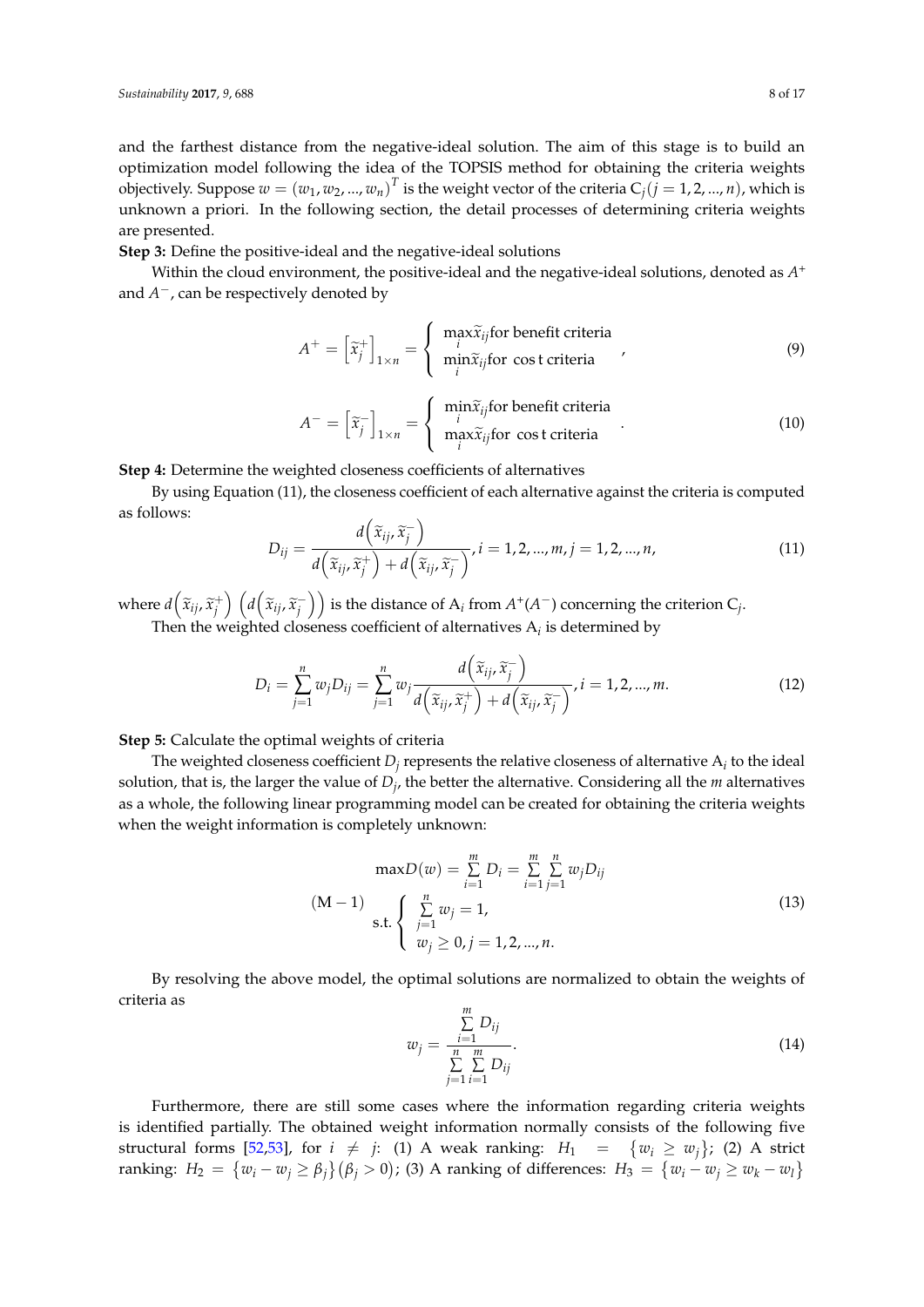and the farthest distance from the negative-ideal solution. The aim of this stage is to build an optimization model following the idea of the TOPSIS method for obtaining the criteria weights objectively. Suppose $w = (w_1, w_2, ..., w_n)^T$ is the weight vector of the criteria $C_j (j = 1, 2, ..., n)$, which is unknown a priori. In the following section, the detail processes of determining criteria weights are presented.

**Step 3:** Define the positive-ideal and the negative-ideal solutions

Within the cloud environment, the positive-ideal and the negative-ideal solutions, denoted as $A^+$ and $A^-$, can be respectively denoted by

$$A^+ = \left[\widetilde{x}_j^+\right]_{1\times n} = \begin{cases} \max\limits_i \widetilde{x}_{ij} \text{for benefit criteria} \\ \min\limits_i \widetilde{x}_{ij} \text{for } \cos \text{t criteria} \end{cases}, \tag{9}$$

$$A^- = \left[\widetilde{x}_j^-\right]_{1\times n} = \begin{cases} \min\limits_i \widetilde{x}_{ij} \text{for benefit criteria} \\ \max\limits_i \widetilde{x}_{ij} \text{for } \cos \text{t criteria} \end{cases}. \tag{10}$$

**Step 4:** Determine the weighted closeness coefficients of alternatives

By using Equation (11), the closeness coefficient of each alternative against the criteria is computed as follows:

$$D_{ij} = \frac{d\left(\widetilde{x}_{ij}, \widetilde{x}_j^-\right)}{d\left(\widetilde{x}_{ij}, \widetilde{x}_j^+\right) + d\left(\widetilde{x}_{ij}, \widetilde{x}_j^-\right)}, i = 1, 2, ..., m, j = 1, 2, ..., n, \tag{11}$$

where $d\left(\widetilde{x}_{ij}, \widetilde{x}_j^+\right)$ $\left(d\left(\widetilde{x}_{ij}, \widetilde{x}_j^-\right)\right)$ is the distance of $A_i$ from $A^+(A^-)$ concerning the criterion $C_j$.

Then the weighted closeness coefficient of alternatives $A_i$ is determined by

$$D_i = \sum_{j=1}^{n} w_j D_{ij} = \sum_{j=1}^{n} w_j \frac{d\left(\widetilde{x}_{ij}, \widetilde{x}_j^-\right)}{d\left(\widetilde{x}_{ij}, \widetilde{x}_j^+\right) + d\left(\widetilde{x}_{ij}, \widetilde{x}_j^-\right)}, i = 1, 2, ..., m. \tag{12}$$

**Step 5:** Calculate the optimal weights of criteria

The weighted closeness coefficient $D_j$ represents the relative closeness of alternative $A_i$ to the ideal solution, that is, the larger the value of $D_j$, the better the alternative. Considering all the $m$ alternatives as a whole, the following linear programming model can be created for obtaining the criteria weights when the weight information is completely unknown:

$$(\text{M}-1) \quad \begin{aligned} &\max D(w) = \sum_{i=1}^{m} D_i = \sum_{i=1}^{m}\sum_{j=1}^{n} w_j D_{ij} \\ &\text{s.t.} \begin{cases} \sum\limits_{j=1}^{n} w_j = 1, \\ w_j \geq 0, j = 1, 2, ..., n. \end{cases} \end{aligned} \tag{13}$$

By resolving the above model, the optimal solutions are normalized to obtain the weights of criteria as

$$w_j = \frac{\sum\limits_{i=1}^{m} D_{ij}}{\sum\limits_{j=1}^{n}\sum\limits_{i=1}^{m} D_{ij}}. \tag{14}$$

Furthermore, there are still some cases where the information regarding criteria weights is identified partially. The obtained weight information normally consists of the following five structural forms [52,53], for $i \neq j$: (1) A weak ranking: $H_1 = \{w_i \geq w_j\}$; (2) A strict ranking: $H_2 = \{w_i - w_j \geq \beta_j\} (\beta_j > 0)$; (3) A ranking of differences: $H_3 = \{w_i - w_j \geq w_k - w_l\}$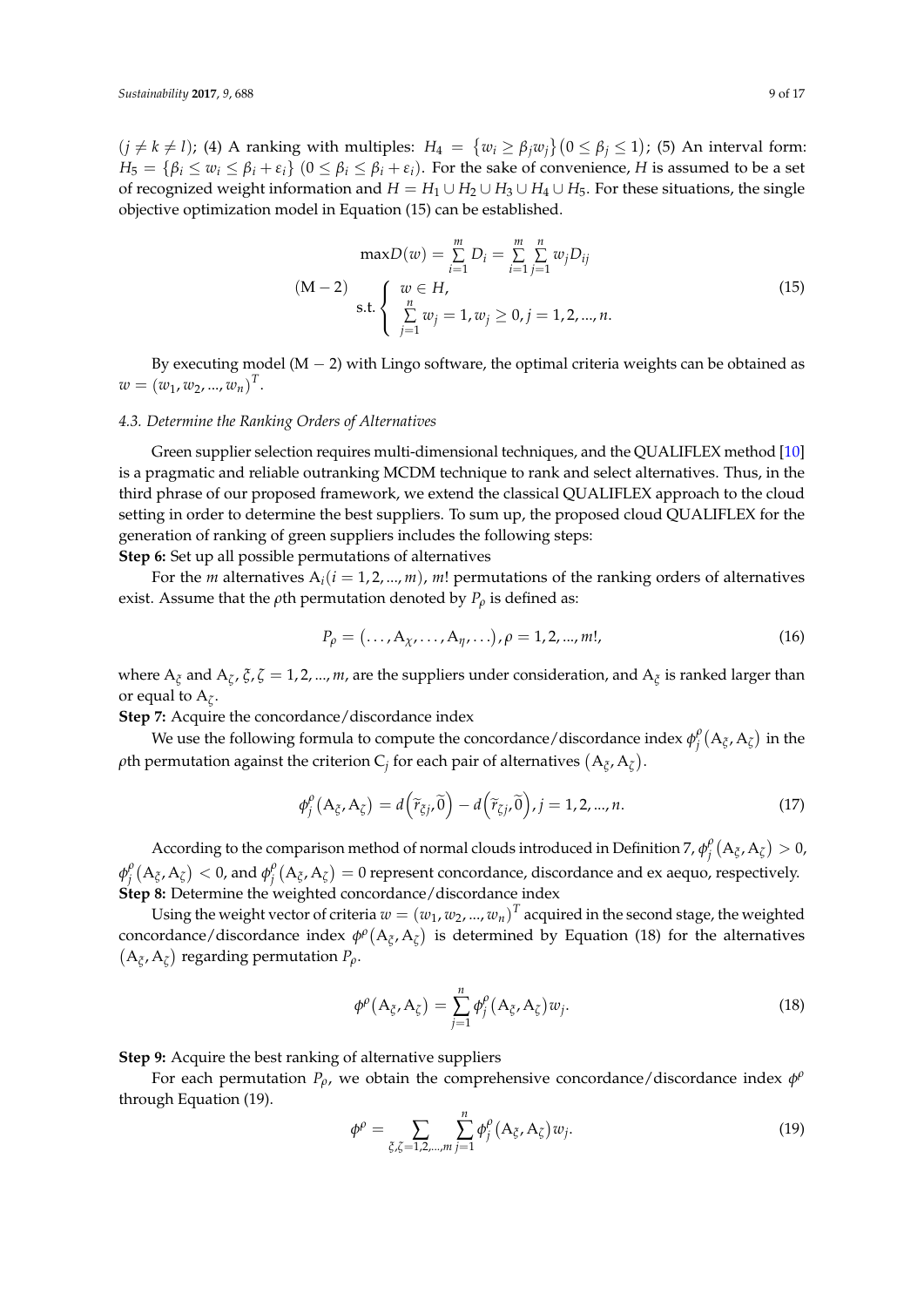$(j \neq k \neq l)$; (4) A ranking with multiples: $H_4 = \{w_i \geq \beta_j w_j\}(0 \leq \beta_j \leq 1)$; (5) An interval form: $H_5 = \{\beta_i \leq w_i \leq \beta_i + \varepsilon_i\}$ $(0 \leq \beta_i \leq \beta_i + \varepsilon_i)$. For the sake of convenience, $H$ is assumed to be a set of recognized weight information and $H = H_1 \cup H_2 \cup H_3 \cup H_4 \cup H_5$. For these situations, the single objective optimization model in Equation (15) can be established.

$$
(\mathrm{M}-2) \quad \begin{array}{l} \max D(w) = \sum\limits_{i=1}^{m} D_i = \sum\limits_{i=1}^{m}\sum\limits_{j=1}^{n} w_j D_{ij} \\ \text{s.t.} \left\{ \begin{array}{l} w \in H, \\ \sum\limits_{j=1}^{n} w_j = 1, w_j \geq 0, j = 1, 2, \ldots, n. \end{array} \right. \end{array} \tag{15}
$$

By executing model $(\mathrm{M}-2)$ with Lingo software, the optimal criteria weights can be obtained as $w = (w_1, w_2, \ldots, w_n)^T$.

### 4.3. Determine the Ranking Orders of Alternatives

Green supplier selection requires multi-dimensional techniques, and the QUALIFLEX method [10] is a pragmatic and reliable outranking MCDM technique to rank and select alternatives. Thus, in the third phrase of our proposed framework, we extend the classical QUALIFLEX approach to the cloud setting in order to determine the best suppliers. To sum up, the proposed cloud QUALIFLEX for the generation of ranking of green suppliers includes the following steps:

**Step 6:** Set up all possible permutations of alternatives

For the $m$ alternatives $\mathrm{A}_i (i = 1, 2, \ldots, m)$, $m!$ permutations of the ranking orders of alternatives exist. Assume that the $\rho$th permutation denoted by $P_\rho$ is defined as:

$$
P_\rho = (\ldots, \mathrm{A}_\chi, \ldots, \mathrm{A}_\eta, \ldots), \rho = 1, 2, \ldots, m!, \tag{16}
$$

where $\mathrm{A}_\xi$ and $\mathrm{A}_\zeta$, $\xi, \zeta = 1, 2, \ldots, m$, are the suppliers under consideration, and $\mathrm{A}_\xi$ is ranked larger than or equal to $\mathrm{A}_\zeta$.

**Step 7:** Acquire the concordance/discordance index

We use the following formula to compute the concordance/discordance index $\phi_j^\rho(\mathrm{A}_\xi, \mathrm{A}_\zeta)$ in the $\rho$th permutation against the criterion $\mathrm{C}_j$ for each pair of alternatives $(\mathrm{A}_\xi, \mathrm{A}_\zeta)$.

$$
\phi_j^\rho(\mathrm{A}_\xi, \mathrm{A}_\zeta) = d\left(\widetilde{r}_{\xi j}, \widetilde{0}\right) - d\left(\widetilde{r}_{\zeta j}, \widetilde{0}\right), j = 1, 2, \ldots, n. \tag{17}
$$

According to the comparison method of normal clouds introduced in Definition 7, $\phi_j^\rho(\mathrm{A}_\xi, \mathrm{A}_\zeta) > 0$, $\phi_j^\rho(\mathrm{A}_\xi, \mathrm{A}_\zeta) < 0$, and $\phi_j^\rho(\mathrm{A}_\xi, \mathrm{A}_\zeta) = 0$ represent concordance, discordance and ex aequo, respectively.

**Step 8:** Determine the weighted concordance/discordance index

Using the weight vector of criteria $w = (w_1, w_2, \ldots, w_n)^T$ acquired in the second stage, the weighted concordance/discordance index $\phi^\rho(\mathrm{A}_\xi, \mathrm{A}_\zeta)$ is determined by Equation (18) for the alternatives $(\mathrm{A}_\xi, \mathrm{A}_\zeta)$ regarding permutation $P_\rho$.

$$
\phi^\rho(\mathrm{A}_\xi, \mathrm{A}_\zeta) = \sum_{j=1}^{n} \phi_j^\rho(\mathrm{A}_\xi, \mathrm{A}_\zeta) w_j. \tag{18}
$$

**Step 9:** Acquire the best ranking of alternative suppliers

For each permutation $P_\rho$, we obtain the comprehensive concordance/discordance index $\phi^\rho$ through Equation (19).

$$
\phi^\rho = \sum_{\xi, \zeta = 1, 2, \ldots, m} \sum_{j=1}^{n} \phi_j^\rho(\mathrm{A}_\xi, \mathrm{A}_\zeta) w_j. \tag{19}
$$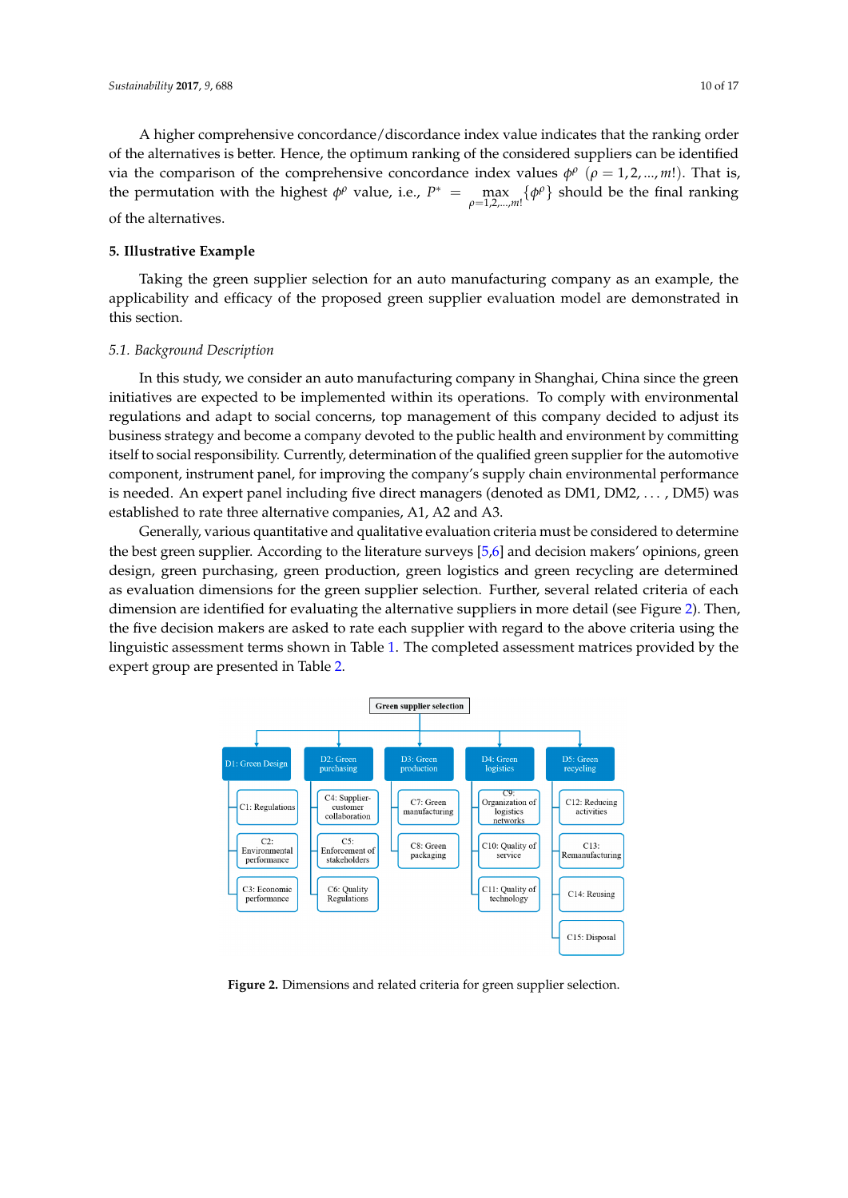A higher comprehensive concordance/discordance index value indicates that the ranking order of the alternatives is better. Hence, the optimum ranking of the considered suppliers can be identified via the comparison of the comprehensive concordance index values $\phi^{\rho}$ $(\rho = 1, 2, ..., m!)$. That is, the permutation with the highest $\phi^{\rho}$ value, i.e., $P^* = \max\limits_{\rho=1,2,...,m!} \{\phi^{\rho}\}$ should be the final ranking of the alternatives.

## 5. Illustrative Example

Taking the green supplier selection for an auto manufacturing company as an example, the applicability and efficacy of the proposed green supplier evaluation model are demonstrated in this section.

### 5.1. Background Description

In this study, we consider an auto manufacturing company in Shanghai, China since the green initiatives are expected to be implemented within its operations. To comply with environmental regulations and adapt to social concerns, top management of this company decided to adjust its business strategy and become a company devoted to the public health and environment by committing itself to social responsibility. Currently, determination of the qualified green supplier for the automotive component, instrument panel, for improving the company's supply chain environmental performance is needed. An expert panel including five direct managers (denoted as DM1, DM2, ..., DM5) was established to rate three alternative companies, A1, A2 and A3.

Generally, various quantitative and qualitative evaluation criteria must be considered to determine the best green supplier. According to the literature surveys [5,6] and decision makers' opinions, green design, green purchasing, green production, green logistics and green recycling are determined as evaluation dimensions for the green supplier selection. Further, several related criteria of each dimension are identified for evaluating the alternative suppliers in more detail (see Figure 2). Then, the five decision makers are asked to rate each supplier with regard to the above criteria using the linguistic assessment terms shown in Table 1. The completed assessment matrices provided by the expert group are presented in Table 2.

- Green supplier selection
  - D1: Green Design
    - C1: Regulations
    - C2: Environmental performance
    - C3: Economic performance
  - D2: Green purchasing
    - C4: Supplier-customer collaboration
    - C5: Enforcement of stakeholders
    - C6: Quality Regulations
  - D3: Green production
    - C7: Green manufacturing
    - C8: Green packaging
  - D4: Green logistics
    - C9: Organization of logistics networks
    - C10: Quality of service
    - C11: Quality of technology
  - D5: Green recycling
    - C12: Reducing activities
    - C13: Remanufacturing
    - C14: Reusing
    - C15: Disposal

**Figure 2.** Dimensions and related criteria for green supplier selection.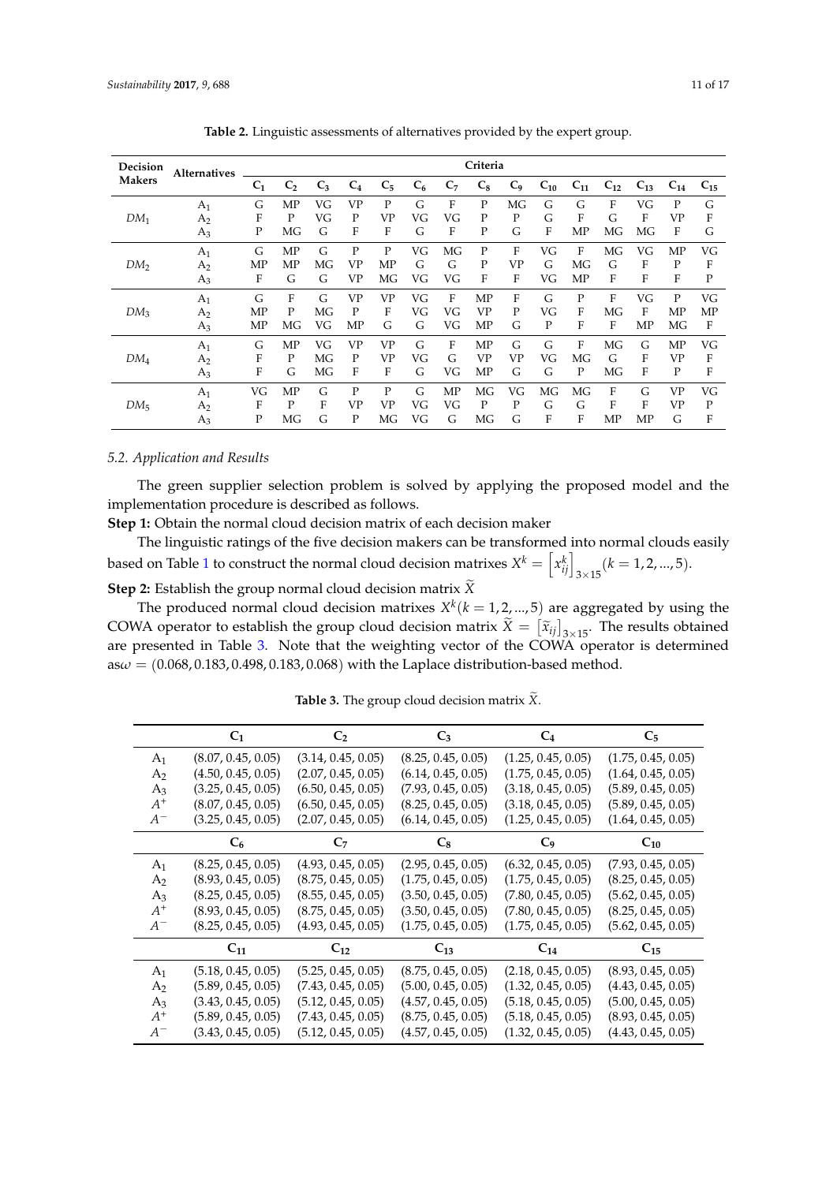**Table 2.** Linguistic assessments of alternatives provided by the expert group.

| Decision Makers | Alternatives | Criteria | | | | | | | | | | | | | | |
|---|---|---|---|---|---|---|---|---|---|---|---|---|---|---|---|---|
| | | $C_1$ | $C_2$ | $C_3$ | $C_4$ | $C_5$ | $C_6$ | $C_7$ | $C_8$ | $C_9$ | $C_{10}$ | $C_{11}$ | $C_{12}$ | $C_{13}$ | $C_{14}$ | $C_{15}$ |
| $DM_1$ | $A_1$ | G | MP | VG | VP | P | G | F | P | MG | G | G | F | VG | P | G |
| | $A_2$ | F | P | VG | P | VP | VG | VG | P | P | G | F | G | F | VP | F |
| | $A_3$ | P | MG | G | F | F | G | F | P | G | F | MP | MG | MG | F | G |
| $DM_2$ | $A_1$ | G | MP | G | P | P | VG | MG | P | F | VG | F | MG | VG | MP | VG |
| | $A_2$ | MP | MP | MG | VP | MP | G | G | P | VP | G | MG | G | F | P | F |
| | $A_3$ | F | G | G | VP | MG | VG | VG | F | F | VG | MP | F | F | F | P |
| $DM_3$ | $A_1$ | G | F | G | VP | VP | VG | F | MP | F | G | P | F | VG | P | VG |
| | $A_2$ | MP | P | MG | P | F | VG | VG | VP | P | VG | F | MG | F | MP | MP |
| | $A_3$ | MP | MG | VG | MP | G | G | VG | MP | G | P | F | F | MP | MG | F |
| $DM_4$ | $A_1$ | G | MP | VG | VP | VP | G | F | MP | G | G | F | MG | G | MP | VG |
| | $A_2$ | F | P | MG | P | VP | VG | G | VP | VP | VG | MG | G | F | VP | F |
| | $A_3$ | F | G | MG | F | F | G | VG | MP | G | G | P | MG | F | P | F |
| $DM_5$ | $A_1$ | VG | MP | G | P | P | G | MP | MG | VG | MG | MG | F | G | VP | VG |
| | $A_2$ | F | P | F | VP | VP | VG | VG | P | P | G | G | F | F | VP | P |
| | $A_3$ | P | MG | G | P | MG | VG | G | MG | G | F | F | MP | MP | G | F |

### 5.2. Application and Results

The green supplier selection problem is solved by applying the proposed model and the implementation procedure is described as follows.

**Step 1:** Obtain the normal cloud decision matrix of each decision maker

The linguistic ratings of the five decision makers can be transformed into normal clouds easily based on Table 1 to construct the normal cloud decision matrixes $X^k = \left[x_{ij}^k\right]_{3\times 15} (k = 1, 2, ..., 5)$.

**Step 2:** Establish the group normal cloud decision matrix $\widetilde{X}$

The produced normal cloud decision matrixes $X^k (k = 1, 2, ..., 5)$ are aggregated by using the COWA operator to establish the group cloud decision matrix $\widetilde{X} = [\widetilde{x}_{ij}]_{3\times 15}$. The results obtained are presented in Table 3. Note that the weighting vector of the COWA operator is determined as$\omega = (0.068, 0.183, 0.498, 0.183, 0.068)$ with the Laplace distribution-based method.

**Table 3.** The group cloud decision matrix $\widetilde{X}$.

| | $C_1$ | $C_2$ | $C_3$ | $C_4$ | $C_5$ |
|---|---|---|---|---|---|
| $A_1$ | (8.07, 0.45, 0.05) | (3.14, 0.45, 0.05) | (8.25, 0.45, 0.05) | (1.25, 0.45, 0.05) | (1.75, 0.45, 0.05) |
| $A_2$ | (4.50, 0.45, 0.05) | (2.07, 0.45, 0.05) | (6.14, 0.45, 0.05) | (1.75, 0.45, 0.05) | (1.64, 0.45, 0.05) |
| $A_3$ | (3.25, 0.45, 0.05) | (6.50, 0.45, 0.05) | (7.93, 0.45, 0.05) | (3.18, 0.45, 0.05) | (5.89, 0.45, 0.05) |
| $A^+$ | (8.07, 0.45, 0.05) | (6.50, 0.45, 0.05) | (8.25, 0.45, 0.05) | (3.18, 0.45, 0.05) | (5.89, 0.45, 0.05) |
| $A^-$ | (3.25, 0.45, 0.05) | (2.07, 0.45, 0.05) | (6.14, 0.45, 0.05) | (1.25, 0.45, 0.05) | (1.64, 0.45, 0.05) |
| | $C_6$ | $C_7$ | $C_8$ | $C_9$ | $C_{10}$ |
| $A_1$ | (8.25, 0.45, 0.05) | (4.93, 0.45, 0.05) | (2.95, 0.45, 0.05) | (6.32, 0.45, 0.05) | (7.93, 0.45, 0.05) |
| $A_2$ | (8.93, 0.45, 0.05) | (8.75, 0.45, 0.05) | (1.75, 0.45, 0.05) | (1.75, 0.45, 0.05) | (8.25, 0.45, 0.05) |
| $A_3$ | (8.25, 0.45, 0.05) | (8.55, 0.45, 0.05) | (3.50, 0.45, 0.05) | (7.80, 0.45, 0.05) | (5.62, 0.45, 0.05) |
| $A^+$ | (8.93, 0.45, 0.05) | (8.75, 0.45, 0.05) | (3.50, 0.45, 0.05) | (7.80, 0.45, 0.05) | (8.25, 0.45, 0.05) |
| $A^-$ | (8.25, 0.45, 0.05) | (4.93, 0.45, 0.05) | (1.75, 0.45, 0.05) | (1.75, 0.45, 0.05) | (5.62, 0.45, 0.05) |
| | $C_{11}$ | $C_{12}$ | $C_{13}$ | $C_{14}$ | $C_{15}$ |
| $A_1$ | (5.18, 0.45, 0.05) | (5.25, 0.45, 0.05) | (8.75, 0.45, 0.05) | (2.18, 0.45, 0.05) | (8.93, 0.45, 0.05) |
| $A_2$ | (5.89, 0.45, 0.05) | (7.43, 0.45, 0.05) | (5.00, 0.45, 0.05) | (1.32, 0.45, 0.05) | (4.43, 0.45, 0.05) |
| $A_3$ | (3.43, 0.45, 0.05) | (5.12, 0.45, 0.05) | (4.57, 0.45, 0.05) | (5.18, 0.45, 0.05) | (5.00, 0.45, 0.05) |
| $A^+$ | (5.89, 0.45, 0.05) | (7.43, 0.45, 0.05) | (8.75, 0.45, 0.05) | (5.18, 0.45, 0.05) | (8.93, 0.45, 0.05) |
| $A^-$ | (3.43, 0.45, 0.05) | (5.12, 0.45, 0.05) | (4.57, 0.45, 0.05) | (1.32, 0.45, 0.05) | (4.43, 0.45, 0.05) |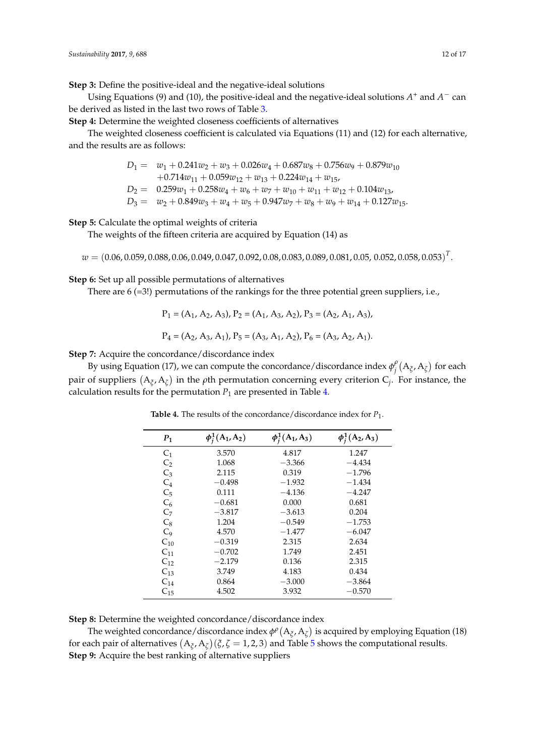**Step 3:** Define the positive-ideal and the negative-ideal solutions

Using Equations (9) and (10), the positive-ideal and the negative-ideal solutions $A^+$ and $A^-$ can be derived as listed in the last two rows of Table 3.

**Step 4:** Determine the weighted closeness coefficients of alternatives

The weighted closeness coefficient is calculated via Equations (11) and (12) for each alternative, and the results are as follows:

$$
\begin{aligned}
D_1 = \;& w_1 + 0.241w_2 + w_3 + 0.026w_4 + 0.687w_8 + 0.756w_9 + 0.879w_{10} \\
& +0.714w_{11} + 0.059w_{12} + w_{13} + 0.224w_{14} + w_{15}, \\
D_2 = \;& 0.259w_1 + 0.258w_4 + w_6 + w_7 + w_{10} + w_{11} + w_{12} + 0.104w_{13}, \\
D_3 = \;& w_2 + 0.849w_3 + w_4 + w_5 + 0.947w_7 + w_8 + w_9 + w_{14} + 0.127w_{15}.
\end{aligned}
$$

**Step 5:** Calculate the optimal weights of criteria

The weights of the fifteen criteria are acquired by Equation (14) as

$$w = (0.06, 0.059, 0.088, 0.06, 0.049, 0.047, 0.092, 0.08, 0.083, 0.089, 0.081, 0.05, 0.052, 0.058, 0.053)^T.$$

**Step 6:** Set up all possible permutations of alternatives

There are 6 (=3!) permutations of the rankings for the three potential green suppliers, i.e.,

$$P_1 = (A_1, A_2, A_3),\; P_2 = (A_1, A_3, A_2),\; P_3 = (A_2, A_1, A_3),$$

$$P_4 = (A_2, A_3, A_1),\; P_5 = (A_3, A_1, A_2),\; P_6 = (A_3, A_2, A_1).$$

**Step 7:** Acquire the concordance/discordance index

By using Equation (17), we can compute the concordance/discordance index $\phi_j^{\rho}(A_{\xi}, A_{\zeta})$ for each pair of suppliers $(A_{\xi}, A_{\zeta})$ in the $\rho$th permutation concerning every criterion $C_j$. For instance, the calculation results for the permutation $P_1$ are presented in Table 4.

**Table 4.** The results of the concordance/discordance index for $P_1$.

| $P_1$ | $\phi_j^1(A_1, A_2)$ | $\phi_j^1(A_1, A_3)$ | $\phi_j^1(A_2, A_3)$ |
|---|---|---|---|
| $C_1$ | 3.570 | 4.817 | 1.247 |
| $C_2$ | 1.068 | −3.366 | −4.434 |
| $C_3$ | 2.115 | 0.319 | −1.796 |
| $C_4$ | −0.498 | −1.932 | −1.434 |
| $C_5$ | 0.111 | −4.136 | −4.247 |
| $C_6$ | −0.681 | 0.000 | 0.681 |
| $C_7$ | −3.817 | −3.613 | 0.204 |
| $C_8$ | 1.204 | −0.549 | −1.753 |
| $C_9$ | 4.570 | −1.477 | −6.047 |
| $C_{10}$ | −0.319 | 2.315 | 2.634 |
| $C_{11}$ | −0.702 | 1.749 | 2.451 |
| $C_{12}$ | −2.179 | 0.136 | 2.315 |
| $C_{13}$ | 3.749 | 4.183 | 0.434 |
| $C_{14}$ | 0.864 | −3.000 | −3.864 |
| $C_{15}$ | 4.502 | 3.932 | −0.570 |

**Step 8:** Determine the weighted concordance/discordance index

The weighted concordance/discordance index $\phi^{\rho}(A_{\xi}, A_{\zeta})$ is acquired by employing Equation (18) for each pair of alternatives $(A_{\xi}, A_{\zeta})(\xi, \zeta = 1, 2, 3)$ and Table 5 shows the computational results.

**Step 9:** Acquire the best ranking of alternative suppliers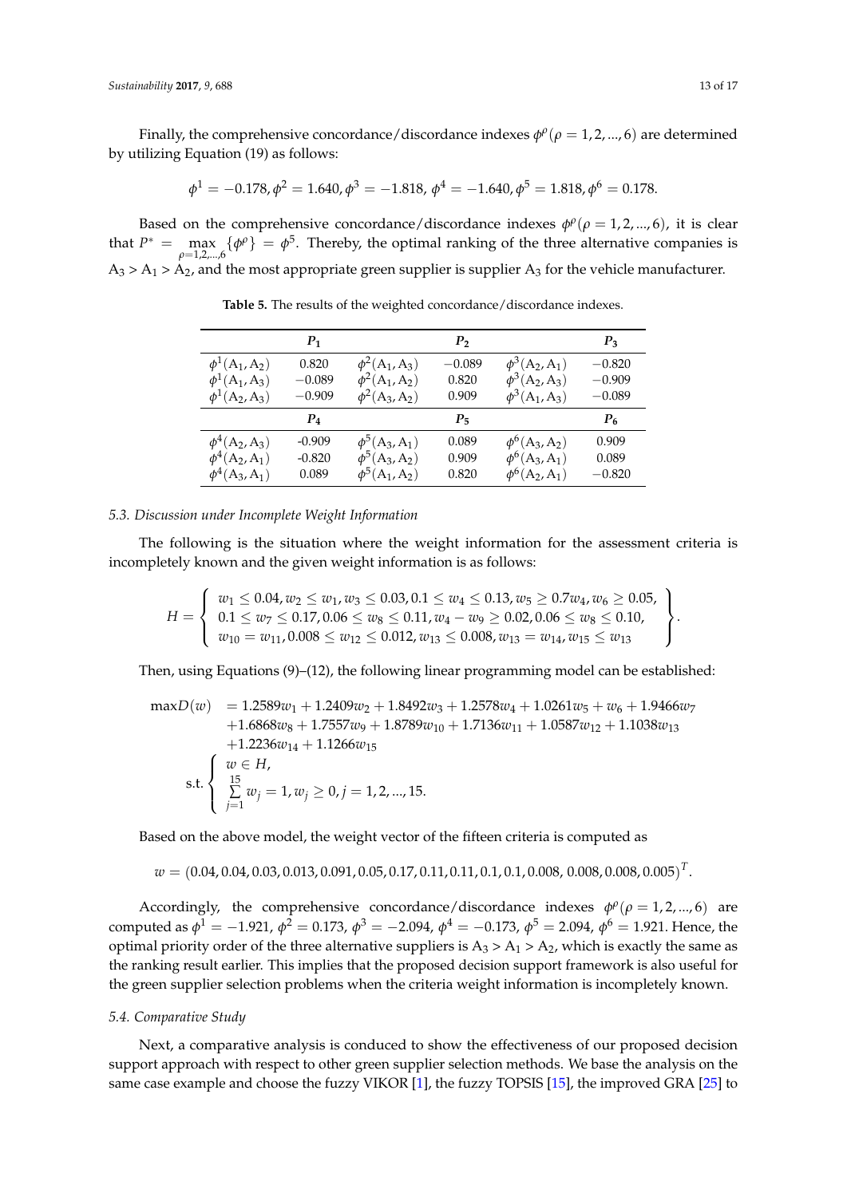Finally, the comprehensive concordance/discordance indexes $\phi^{\rho}(\rho = 1, 2, ..., 6)$ are determined by utilizing Equation (19) as follows:

$$\phi^1 = -0.178, \phi^2 = 1.640, \phi^3 = -1.818, \phi^4 = -1.640, \phi^5 = 1.818, \phi^6 = 0.178.$$

Based on the comprehensive concordance/discordance indexes $\phi^{\rho}(\rho = 1, 2, ..., 6)$, it is clear that $P^* = \max_{\rho=1,2,...,6}\{\phi^{\rho}\} = \phi^5$. Thereby, the optimal ranking of the three alternative companies is $A_3 > A_1 > A_2$, and the most appropriate green supplier is supplier $A_3$ for the vehicle manufacturer.

**Table 5.** The results of the weighted concordance/discordance indexes.

| | $P_1$ | | $P_2$ | | $P_3$ |
|---|---|---|---|---|---|
| $\phi^1(A_1, A_2)$ | 0.820 | $\phi^2(A_1, A_3)$ | $-0.089$ | $\phi^3(A_2, A_1)$ | $-0.820$ |
| $\phi^1(A_1, A_3)$ | $-0.089$ | $\phi^2(A_1, A_2)$ | 0.820 | $\phi^3(A_2, A_3)$ | $-0.909$ |
| $\phi^1(A_2, A_3)$ | $-0.909$ | $\phi^2(A_3, A_2)$ | 0.909 | $\phi^3(A_1, A_3)$ | $-0.089$ |
| | $P_4$ | | $P_5$ | | $P_6$ |
| $\phi^4(A_2, A_3)$ | -0.909 | $\phi^5(A_3, A_1)$ | 0.089 | $\phi^6(A_3, A_2)$ | 0.909 |
| $\phi^4(A_2, A_1)$ | -0.820 | $\phi^5(A_3, A_2)$ | 0.909 | $\phi^6(A_3, A_1)$ | 0.089 |
| $\phi^4(A_3, A_1)$ | 0.089 | $\phi^5(A_1, A_2)$ | 0.820 | $\phi^6(A_2, A_1)$ | $-0.820$ |

### 5.3. Discussion under Incomplete Weight Information

The following is the situation where the weight information for the assessment criteria is incompletely known and the given weight information is as follows:

$$H = \left\{ \begin{array}{l} w_1 \leq 0.04, w_2 \leq w_1, w_3 \leq 0.03, 0.1 \leq w_4 \leq 0.13, w_5 \geq 0.7w_4, w_6 \geq 0.05, \\ 0.1 \leq w_7 \leq 0.17, 0.06 \leq w_8 \leq 0.11, w_4 - w_9 \geq 0.02, 0.06 \leq w_8 \leq 0.10, \\ w_{10} = w_{11}, 0.008 \leq w_{12} \leq 0.012, w_{13} \leq 0.008, w_{13} = w_{14}, w_{15} \leq w_{13} \end{array} \right\}.$$

Then, using Equations (9)–(12), the following linear programming model can be established:

$$\begin{array}{ll} \max D(w) & = 1.2589w_1 + 1.2409w_2 + 1.8492w_3 + 1.2578w_4 + 1.0261w_5 + w_6 + 1.9466w_7 \\ & +1.6868w_8 + 1.7557w_9 + 1.8789w_{10} + 1.7136w_{11} + 1.0587w_{12} + 1.1038w_{13} \\ & +1.2236w_{14} + 1.1266w_{15} \\ \text{s.t.} & \left\{ \begin{array}{l} w \in H, \\ \sum\limits_{j=1}^{15} w_j = 1, w_j \geq 0, j = 1, 2, ..., 15. \end{array} \right. \end{array}$$

Based on the above model, the weight vector of the fifteen criteria is computed as

$$w = (0.04, 0.04, 0.03, 0.013, 0.091, 0.05, 0.17, 0.11, 0.11, 0.1, 0.1, 0.008, 0.008, 0.008, 0.005)^T.$$

Accordingly, the comprehensive concordance/discordance indexes $\phi^{\rho}(\rho = 1, 2, ..., 6)$ are computed as $\phi^1 = -1.921$, $\phi^2 = 0.173$, $\phi^3 = -2.094$, $\phi^4 = -0.173$, $\phi^5 = 2.094$, $\phi^6 = 1.921$. Hence, the optimal priority order of the three alternative suppliers is $A_3 > A_1 > A_2$, which is exactly the same as the ranking result earlier. This implies that the proposed decision support framework is also useful for the green supplier selection problems when the criteria weight information is incompletely known.

### 5.4. Comparative Study

Next, a comparative analysis is conduced to show the effectiveness of our proposed decision support approach with respect to other green supplier selection methods. We base the analysis on the same case example and choose the fuzzy VIKOR [1], the fuzzy TOPSIS [15], the improved GRA [25] to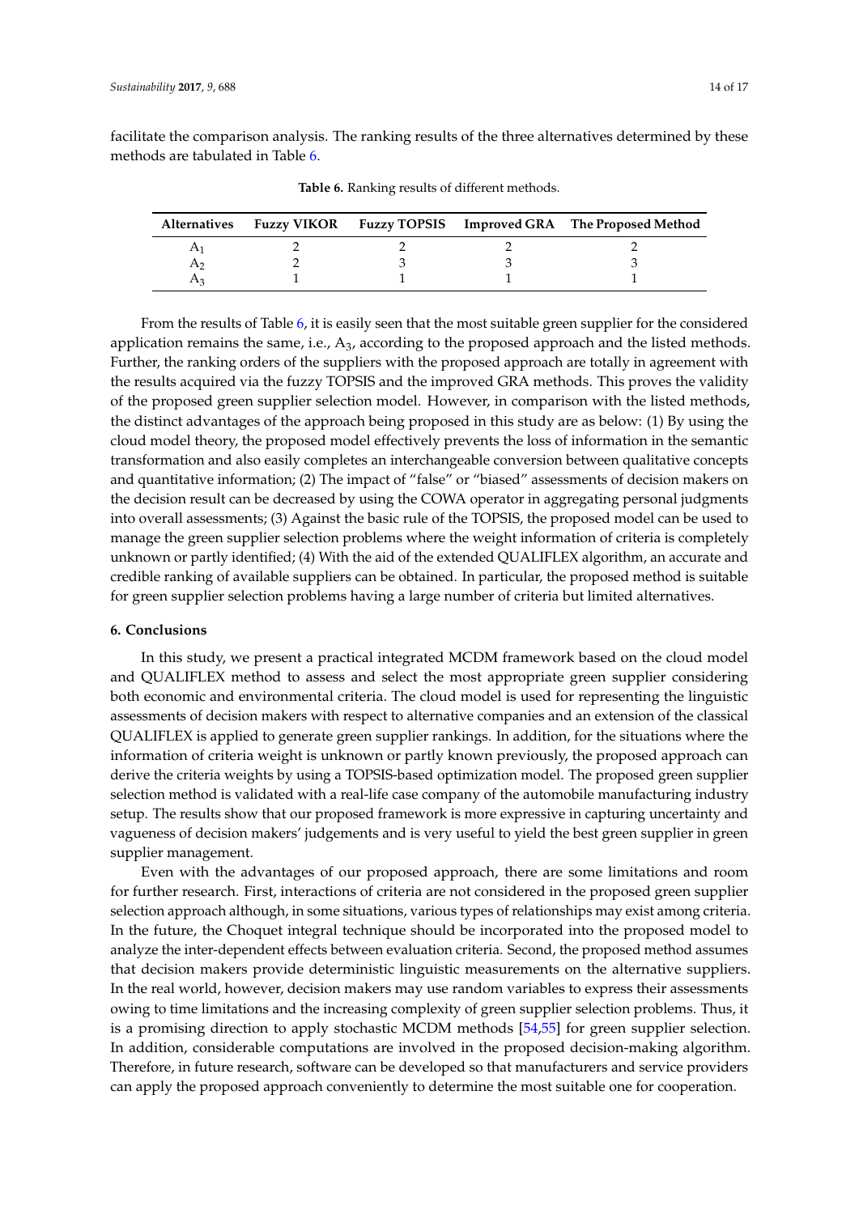facilitate the comparison analysis. The ranking results of the three alternatives determined by these methods are tabulated in Table 6.

**Table 6.** Ranking results of different methods.

| Alternatives | Fuzzy VIKOR | Fuzzy TOPSIS | Improved GRA | The Proposed Method |
|---|---|---|---|---|
| $A_1$ | 2 | 2 | 2 | 2 |
| $A_2$ | 2 | 3 | 3 | 3 |
| $A_3$ | 1 | 1 | 1 | 1 |

From the results of Table 6, it is easily seen that the most suitable green supplier for the considered application remains the same, i.e., $A_3$, according to the proposed approach and the listed methods. Further, the ranking orders of the suppliers with the proposed approach are totally in agreement with the results acquired via the fuzzy TOPSIS and the improved GRA methods. This proves the validity of the proposed green supplier selection model. However, in comparison with the listed methods, the distinct advantages of the approach being proposed in this study are as below: (1) By using the cloud model theory, the proposed model effectively prevents the loss of information in the semantic transformation and also easily completes an interchangeable conversion between qualitative concepts and quantitative information; (2) The impact of "false" or "biased" assessments of decision makers on the decision result can be decreased by using the COWA operator in aggregating personal judgments into overall assessments; (3) Against the basic rule of the TOPSIS, the proposed model can be used to manage the green supplier selection problems where the weight information of criteria is completely unknown or partly identified; (4) With the aid of the extended QUALIFLEX algorithm, an accurate and credible ranking of available suppliers can be obtained. In particular, the proposed method is suitable for green supplier selection problems having a large number of criteria but limited alternatives.

## 6. Conclusions

In this study, we present a practical integrated MCDM framework based on the cloud model and QUALIFLEX method to assess and select the most appropriate green supplier considering both economic and environmental criteria. The cloud model is used for representing the linguistic assessments of decision makers with respect to alternative companies and an extension of the classical QUALIFLEX is applied to generate green supplier rankings. In addition, for the situations where the information of criteria weight is unknown or partly known previously, the proposed approach can derive the criteria weights by using a TOPSIS-based optimization model. The proposed green supplier selection method is validated with a real-life case company of the automobile manufacturing industry setup. The results show that our proposed framework is more expressive in capturing uncertainty and vagueness of decision makers' judgements and is very useful to yield the best green supplier in green supplier management.

Even with the advantages of our proposed approach, there are some limitations and room for further research. First, interactions of criteria are not considered in the proposed green supplier selection approach although, in some situations, various types of relationships may exist among criteria. In the future, the Choquet integral technique should be incorporated into the proposed model to analyze the inter-dependent effects between evaluation criteria. Second, the proposed method assumes that decision makers provide deterministic linguistic measurements on the alternative suppliers. In the real world, however, decision makers may use random variables to express their assessments owing to time limitations and the increasing complexity of green supplier selection problems. Thus, it is a promising direction to apply stochastic MCDM methods [54,55] for green supplier selection. In addition, considerable computations are involved in the proposed decision-making algorithm. Therefore, in future research, software can be developed so that manufacturers and service providers can apply the proposed approach conveniently to determine the most suitable one for cooperation.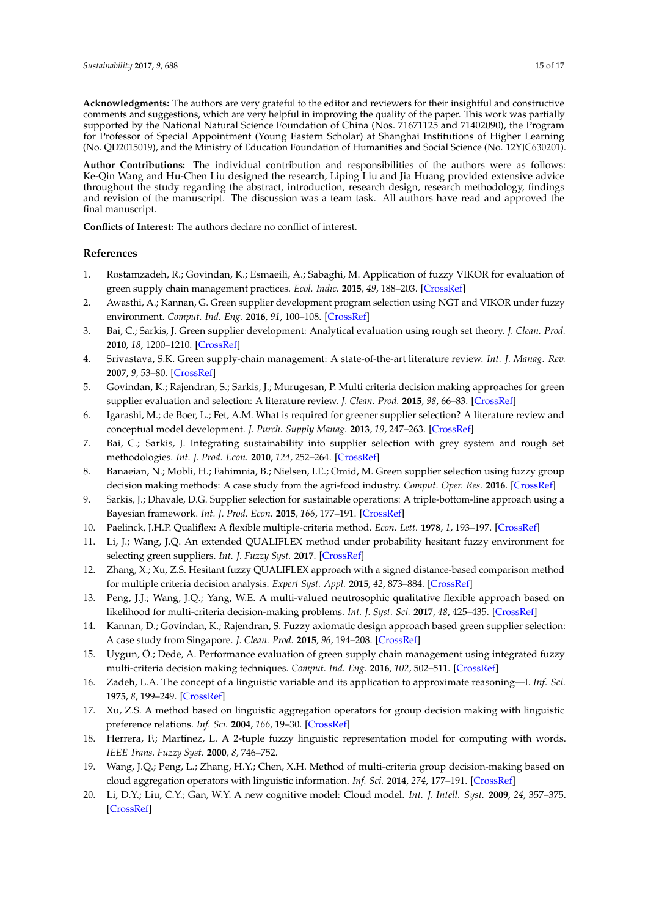**Acknowledgments:** The authors are very grateful to the editor and reviewers for their insightful and constructive comments and suggestions, which are very helpful in improving the quality of the paper. This work was partially supported by the National Natural Science Foundation of China (Nos. 71671125 and 71402090), the Program for Professor of Special Appointment (Young Eastern Scholar) at Shanghai Institutions of Higher Learning (No. QD2015019), and the Ministry of Education Foundation of Humanities and Social Science (No. 12YJC630201).

**Author Contributions:** The individual contribution and responsibilities of the authors were as follows: Ke-Qin Wang and Hu-Chen Liu designed the research, Liping Liu and Jia Huang provided extensive advice throughout the study regarding the abstract, introduction, research design, research methodology, findings and revision of the manuscript. The discussion was a team task. All authors have read and approved the final manuscript.

**Conflicts of Interest:** The authors declare no conflict of interest.

## References

1. Rostamzadeh, R.; Govindan, K.; Esmaeili, A.; Sabaghi, M. Application of fuzzy VIKOR for evaluation of green supply chain management practices. *Ecol. Indic.* **2015**, *49*, 188–203. [CrossRef]
2. Awasthi, A.; Kannan, G. Green supplier development program selection using NGT and VIKOR under fuzzy environment. *Comput. Ind. Eng.* **2016**, *91*, 100–108. [CrossRef]
3. Bai, C.; Sarkis, J. Green supplier development: Analytical evaluation using rough set theory. *J. Clean. Prod.* **2010**, *18*, 1200–1210. [CrossRef]
4. Srivastava, S.K. Green supply-chain management: A state-of-the-art literature review. *Int. J. Manag. Rev.* **2007**, *9*, 53–80. [CrossRef]
5. Govindan, K.; Rajendran, S.; Sarkis, J.; Murugesan, P. Multi criteria decision making approaches for green supplier evaluation and selection: A literature review. *J. Clean. Prod.* **2015**, *98*, 66–83. [CrossRef]
6. Igarashi, M.; de Boer, L.; Fet, A.M. What is required for greener supplier selection? A literature review and conceptual model development. *J. Purch. Supply Manag.* **2013**, *19*, 247–263. [CrossRef]
7. Bai, C.; Sarkis, J. Integrating sustainability into supplier selection with grey system and rough set methodologies. *Int. J. Prod. Econ.* **2010**, *124*, 252–264. [CrossRef]
8. Banaeian, N.; Mobli, H.; Fahimnia, B.; Nielsen, I.E.; Omid, M. Green supplier selection using fuzzy group decision making methods: A case study from the agri-food industry. *Comput. Oper. Res.* **2016**. [CrossRef]
9. Sarkis, J.; Dhavale, D.G. Supplier selection for sustainable operations: A triple-bottom-line approach using a Bayesian framework. *Int. J. Prod. Econ.* **2015**, *166*, 177–191. [CrossRef]
10. Paelinck, J.H.P. Qualiflex: A flexible multiple-criteria method. *Econ. Lett.* **1978**, *1*, 193–197. [CrossRef]
11. Li, J.; Wang, J.Q. An extended QUALIFLEX method under probability hesitant fuzzy environment for selecting green suppliers. *Int. J. Fuzzy Syst.* **2017**. [CrossRef]
12. Zhang, X.; Xu, Z.S. Hesitant fuzzy QUALIFLEX approach with a signed distance-based comparison method for multiple criteria decision analysis. *Expert Syst. Appl.* **2015**, *42*, 873–884. [CrossRef]
13. Peng, J.J.; Wang, J.Q.; Yang, W.E. A multi-valued neutrosophic qualitative flexible approach based on likelihood for multi-criteria decision-making problems. *Int. J. Syst. Sci.* **2017**, *48*, 425–435. [CrossRef]
14. Kannan, D.; Govindan, K.; Rajendran, S. Fuzzy axiomatic design approach based green supplier selection: A case study from Singapore. *J. Clean. Prod.* **2015**, *96*, 194–208. [CrossRef]
15. Uygun, Ö.; Dede, A. Performance evaluation of green supply chain management using integrated fuzzy multi-criteria decision making techniques. *Comput. Ind. Eng.* **2016**, *102*, 502–511. [CrossRef]
16. Zadeh, L.A. The concept of a linguistic variable and its application to approximate reasoning—I. *Inf. Sci.* **1975**, *8*, 199–249. [CrossRef]
17. Xu, Z.S. A method based on linguistic aggregation operators for group decision making with linguistic preference relations. *Inf. Sci.* **2004**, *166*, 19–30. [CrossRef]
18. Herrera, F.; Martínez, L. A 2-tuple fuzzy linguistic representation model for computing with words. *IEEE Trans. Fuzzy Syst.* **2000**, *8*, 746–752.
19. Wang, J.Q.; Peng, L.; Zhang, H.Y.; Chen, X.H. Method of multi-criteria group decision-making based on cloud aggregation operators with linguistic information. *Inf. Sci.* **2014**, *274*, 177–191. [CrossRef]
20. Li, D.Y.; Liu, C.Y.; Gan, W.Y. A new cognitive model: Cloud model. *Int. J. Intell. Syst.* **2009**, *24*, 357–375. [CrossRef]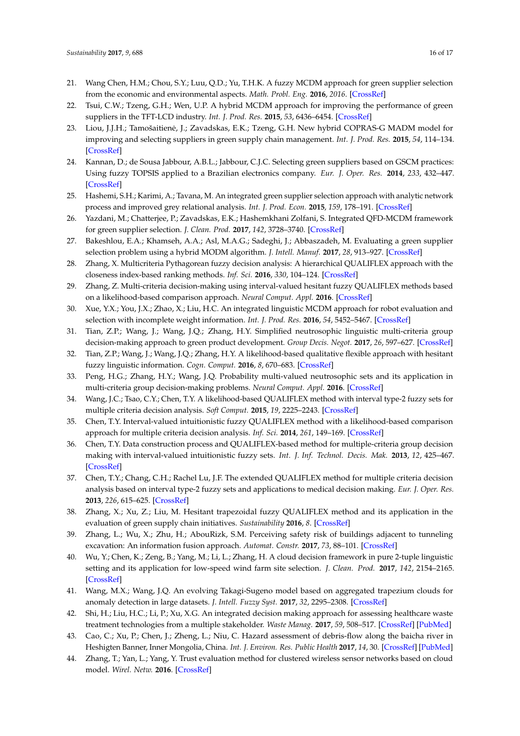21. Wang Chen, H.M.; Chou, S.Y.; Luu, Q.D.; Yu, T.H.K. A fuzzy MCDM approach for green supplier selection from the economic and environmental aspects. *Math. Probl. Eng.* **2016**, *2016*. [CrossRef]
22. Tsui, C.W.; Tzeng, G.H.; Wen, U.P. A hybrid MCDM approach for improving the performance of green suppliers in the TFT-LCD industry. *Int. J. Prod. Res.* **2015**, *53*, 6436–6454. [CrossRef]
23. Liou, J.J.H.; Tamošaitienė, J.; Zavadskas, E.K.; Tzeng, G.H. New hybrid COPRAS-G MADM model for improving and selecting suppliers in green supply chain management. *Int. J. Prod. Res.* **2015**, *54*, 114–134. [CrossRef]
24. Kannan, D.; de Sousa Jabbour, A.B.L.; Jabbour, C.J.C. Selecting green suppliers based on GSCM practices: Using fuzzy TOPSIS applied to a Brazilian electronics company. *Eur. J. Oper. Res.* **2014**, *233*, 432–447. [CrossRef]
25. Hashemi, S.H.; Karimi, A.; Tavana, M. An integrated green supplier selection approach with analytic network process and improved grey relational analysis. *Int. J. Prod. Econ.* **2015**, *159*, 178–191. [CrossRef]
26. Yazdani, M.; Chatterjee, P.; Zavadskas, E.K.; Hashemkhani Zolfani, S. Integrated QFD-MCDM framework for green supplier selection. *J. Clean. Prod.* **2017**, *142*, 3728–3740. [CrossRef]
27. Bakeshlou, E.A.; Khamseh, A.A.; Asl, M.A.G.; Sadeghi, J.; Abbaszadeh, M. Evaluating a green supplier selection problem using a hybrid MODM algorithm. *J. Intell. Manuf.* **2017**, *28*, 913–927. [CrossRef]
28. Zhang, X. Multicriteria Pythagorean fuzzy decision analysis: A hierarchical QUALIFLEX approach with the closeness index-based ranking methods. *Inf. Sci.* **2016**, *330*, 104–124. [CrossRef]
29. Zhang, Z. Multi-criteria decision-making using interval-valued hesitant fuzzy QUALIFLEX methods based on a likelihood-based comparison approach. *Neural Comput. Appl.* **2016**. [CrossRef]
30. Xue, Y.X.; You, J.X.; Zhao, X.; Liu, H.C. An integrated linguistic MCDM approach for robot evaluation and selection with incomplete weight information. *Int. J. Prod. Res.* **2016**, *54*, 5452–5467. [CrossRef]
31. Tian, Z.P.; Wang, J.; Wang, J.Q.; Zhang, H.Y. Simplified neutrosophic linguistic multi-criteria group decision-making approach to green product development. *Group Decis. Negot.* **2017**, *26*, 597–627. [CrossRef]
32. Tian, Z.P.; Wang, J.; Wang, J.Q.; Zhang, H.Y. A likelihood-based qualitative flexible approach with hesitant fuzzy linguistic information. *Cogn. Comput.* **2016**, *8*, 670–683. [CrossRef]
33. Peng, H.G.; Zhang, H.Y.; Wang, J.Q. Probability multi-valued neutrosophic sets and its application in multi-criteria group decision-making problems. *Neural Comput. Appl.* **2016**. [CrossRef]
34. Wang, J.C.; Tsao, C.Y.; Chen, T.Y. A likelihood-based QUALIFLEX method with interval type-2 fuzzy sets for multiple criteria decision analysis. *Soft Comput.* **2015**, *19*, 2225–2243. [CrossRef]
35. Chen, T.Y. Interval-valued intuitionistic fuzzy QUALIFLEX method with a likelihood-based comparison approach for multiple criteria decision analysis. *Inf. Sci.* **2014**, *261*, 149–169. [CrossRef]
36. Chen, T.Y. Data construction process and QUALIFLEX-based method for multiple-criteria group decision making with interval-valued intuitionistic fuzzy sets. *Int. J. Inf. Technol. Decis. Mak.* **2013**, *12*, 425–467. [CrossRef]
37. Chen, T.Y.; Chang, C.H.; Rachel Lu, J.F. The extended QUALIFLEX method for multiple criteria decision analysis based on interval type-2 fuzzy sets and applications to medical decision making. *Eur. J. Oper. Res.* **2013**, *226*, 615–625. [CrossRef]
38. Zhang, X.; Xu, Z.; Liu, M. Hesitant trapezoidal fuzzy QUALIFLEX method and its application in the evaluation of green supply chain initiatives. *Sustainability* **2016**, *8*. [CrossRef]
39. Zhang, L.; Wu, X.; Zhu, H.; AbouRizk, S.M. Perceiving safety risk of buildings adjacent to tunneling excavation: An information fusion approach. *Automat. Constr.* **2017**, *73*, 88–101. [CrossRef]
40. Wu, Y.; Chen, K.; Zeng, B.; Yang, M.; Li, L.; Zhang, H. A cloud decision framework in pure 2-tuple linguistic setting and its application for low-speed wind farm site selection. *J. Clean. Prod.* **2017**, *142*, 2154–2165. [CrossRef]
41. Wang, M.X.; Wang, J.Q. An evolving Takagi-Sugeno model based on aggregated trapezium clouds for anomaly detection in large datasets. *J. Intell. Fuzzy Syst.* **2017**, *32*, 2295–2308. [CrossRef]
42. Shi, H.; Liu, H.C.; Li, P.; Xu, X.G. An integrated decision making approach for assessing healthcare waste treatment technologies from a multiple stakeholder. *Waste Manag.* **2017**, *59*, 508–517. [CrossRef] [PubMed]
43. Cao, C.; Xu, P.; Chen, J.; Zheng, L.; Niu, C. Hazard assessment of debris-flow along the baicha river in Heshigten Banner, Inner Mongolia, China. *Int. J. Environ. Res. Public Health* **2017**, *14*, 30. [CrossRef] [PubMed]
44. Zhang, T.; Yan, L.; Yang, Y. Trust evaluation method for clustered wireless sensor networks based on cloud model. *Wirel. Netw.* **2016**. [CrossRef]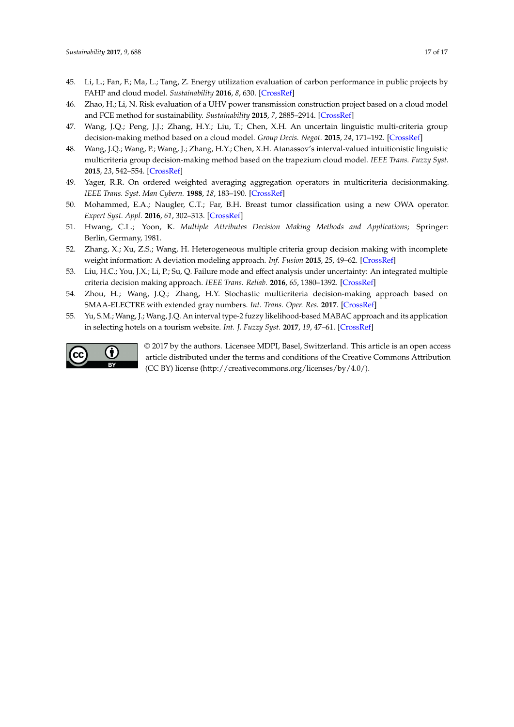45. Li, L.; Fan, F.; Ma, L.; Tang, Z. Energy utilization evaluation of carbon performance in public projects by FAHP and cloud model. *Sustainability* **2016**, *8*, 630. [CrossRef]
46. Zhao, H.; Li, N. Risk evaluation of a UHV power transmission construction project based on a cloud model and FCE method for sustainability. *Sustainability* **2015**, *7*, 2885–2914. [CrossRef]
47. Wang, J.Q.; Peng, J.J.; Zhang, H.Y.; Liu, T.; Chen, X.H. An uncertain linguistic multi-criteria group decision-making method based on a cloud model. *Group Decis. Negot.* **2015**, *24*, 171–192. [CrossRef]
48. Wang, J.Q.; Wang, P.; Wang, J.; Zhang, H.Y.; Chen, X.H. Atanassov's interval-valued intuitionistic linguistic multicriteria group decision-making method based on the trapezium cloud model. *IEEE Trans. Fuzzy Syst.* **2015**, *23*, 542–554. [CrossRef]
49. Yager, R.R. On ordered weighted averaging aggregation operators in multicriteria decisionmaking. *IEEE Trans. Syst. Man Cybern.* **1988**, *18*, 183–190. [CrossRef]
50. Mohammed, E.A.; Naugler, C.T.; Far, B.H. Breast tumor classification using a new OWA operator. *Expert Syst. Appl.* **2016**, *61*, 302–313. [CrossRef]
51. Hwang, C.L.; Yoon, K. *Multiple Attributes Decision Making Methods and Applications*; Springer: Berlin, Germany, 1981.
52. Zhang, X.; Xu, Z.S.; Wang, H. Heterogeneous multiple criteria group decision making with incomplete weight information: A deviation modeling approach. *Inf. Fusion* **2015**, *25*, 49–62. [CrossRef]
53. Liu, H.C.; You, J.X.; Li, P.; Su, Q. Failure mode and effect analysis under uncertainty: An integrated multiple criteria decision making approach. *IEEE Trans. Reliab.* **2016**, *65*, 1380–1392. [CrossRef]
54. Zhou, H.; Wang, J.Q.; Zhang, H.Y. Stochastic multicriteria decision-making approach based on SMAA-ELECTRE with extended gray numbers. *Int. Trans. Oper. Res.* **2017**. [CrossRef]
55. Yu, S.M.; Wang, J.; Wang, J.Q. An interval type-2 fuzzy likelihood-based MABAC approach and its application in selecting hotels on a tourism website. *Int. J. Fuzzy Syst.* **2017**, *19*, 47–61. [CrossRef]

© 2017 by the authors. Licensee MDPI, Basel, Switzerland. This article is an open access article distributed under the terms and conditions of the Creative Commons Attribution (CC BY) license (http://creativecommons.org/licenses/by/4.0/).